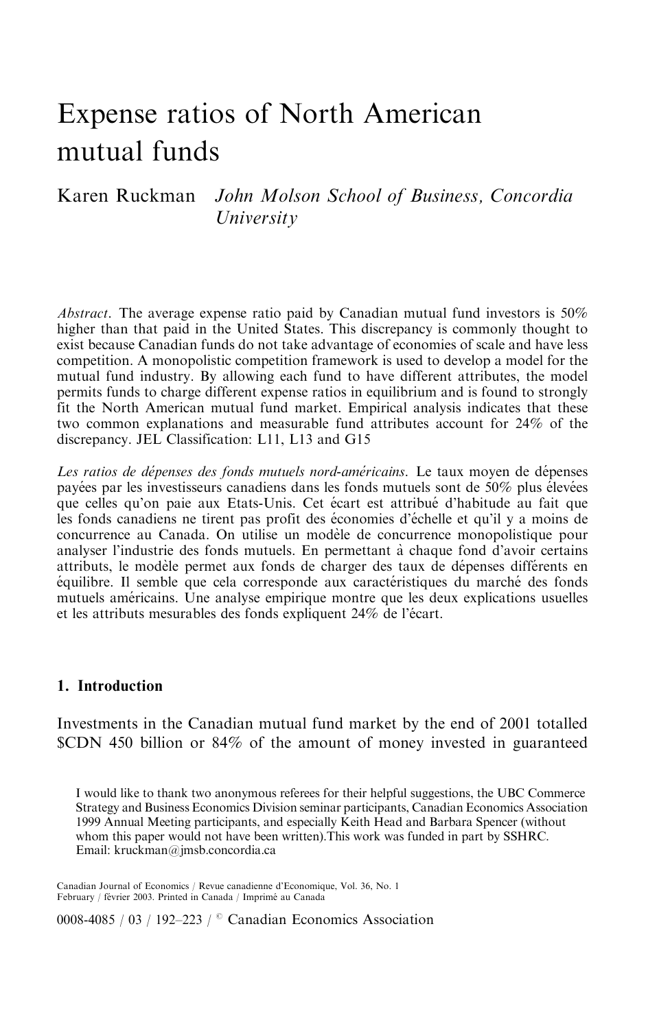# Expense ratios of North American mutual funds

Karen Ruckman *John Molson School of Business, Concordia University*

*Abstract*. The average expense ratio paid by Canadian mutual fund investors is 50% higher than that paid in the United States. This discrepancy is commonly thought to exist because Canadian funds do not take advantage of economies of scale and have less competition. A monopolistic competition framework is used to develop a model for the mutual fund industry. By allowing each fund to have different attributes, the model permits funds to charge different expense ratios in equilibrium and is found to strongly fit the North American mutual fund market. Empirical analysis indicates that these two common explanations and measurable fund attributes account for 24% of the discrepancy. JEL Classification: L11, L13 and G15

*Les ratios de dépenses des fonds mutuels nord-américains.* Le taux moyen de dépenses payées par les investisseurs canadiens dans les fonds mutuels sont de 50% élevées que celles qu'on paie aux Etats-Unis. Cet écart est attribué d'habitude au fait que les fonds canadiens ne tirent pas profit des économies d'échelle et qu'il y a moins de concurrence au Canada. On utilise un modèle de concurrence monopolistique pour analyser l'industrie des fonds mutuels. En permettant à chaque fond d'avoir certains attributs, le modèle permet aux fonds de charger des taux de dépenses différents en équilibre. Il semble que cela corresponde aux caractéristiques du marché des fonds mutuels américains. Une analyse empirique montre que les deux explications usuelles et les attributs mesurables des fonds expliquent 24% de l'écart.

## 1. Introduction

Investments in the Canadian mutual fund market by the end of 2001 totalled $CDN 450 billion or 84% of the amount of money invested in guaranteed

I would like to thank two anonymous referees for their helpful suggestions, the UBC Commerce Strategy and Business Economics Division seminar participants, Canadian Economics Association 1999 Annual Meeting participants, and especially Keith Head and Barbara Spencer (without whom this paper would not have been written).This work was funded in part by SSHRC. Email: kruckman@jmsb.concordia.ca

Canadian Journal of Economics / Revue canadienne d'Economique, Vol. 36, No. 1
February / février 2003. Printed in Canada / Imprimé au Canada

0008-4085 / 03 / 192–223 / © Canadian Economics Association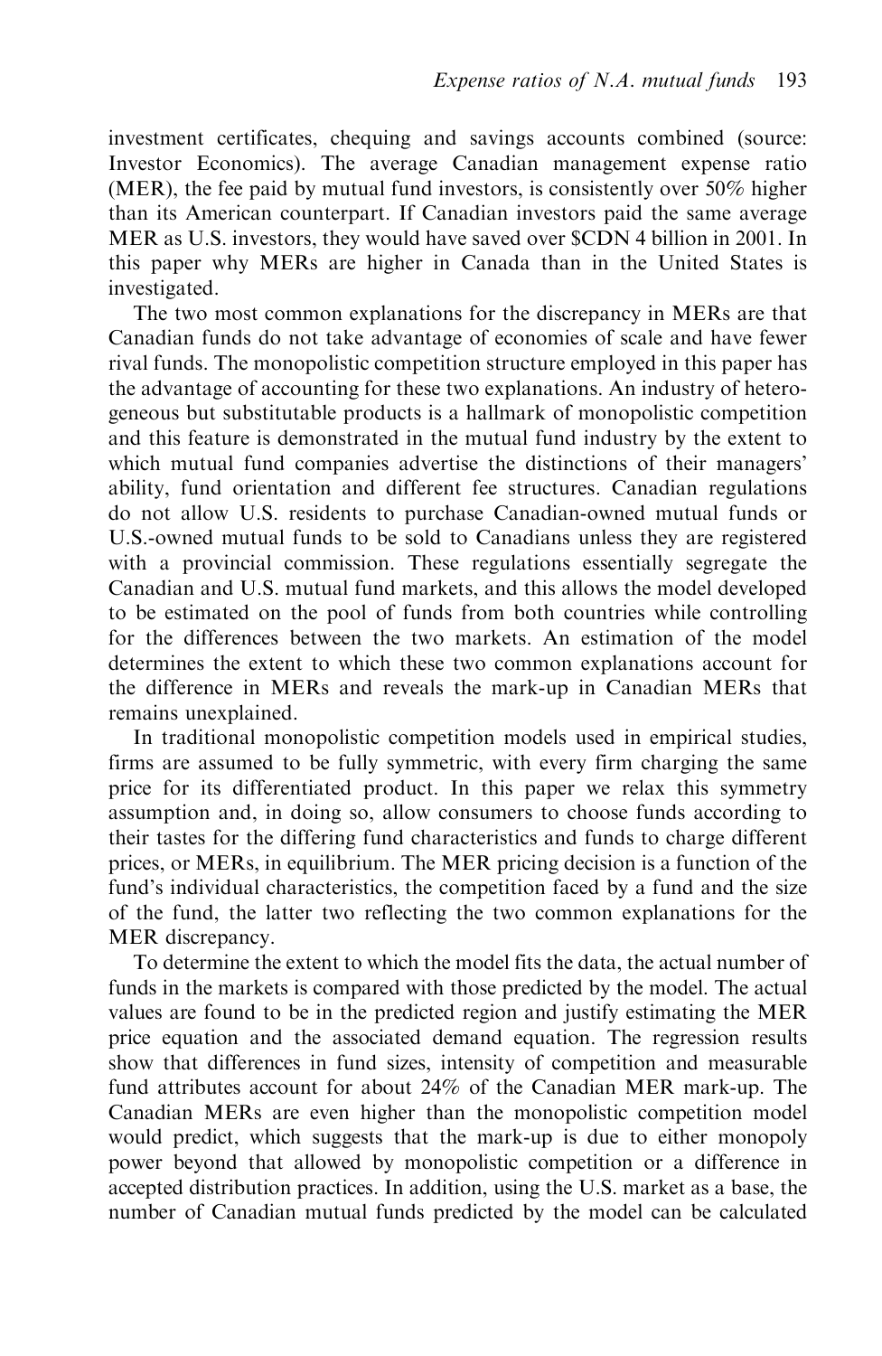investment certificates, chequing and savings accounts combined (source: Investor Economics). The average Canadian management expense ratio (MER), the fee paid by mutual fund investors, is consistently over 50% higher than its American counterpart. If Canadian investors paid the same average MER as U.S. investors, they would have saved over $CDN 4 billion in 2001. In this paper why MERs are higher in Canada than in the United States is investigated.

The two most common explanations for the discrepancy in MERs are that Canadian funds do not take advantage of economies of scale and have fewer rival funds. The monopolistic competition structure employed in this paper has the advantage of accounting for these two explanations. An industry of heterogeneous but substitutable products is a hallmark of monopolistic competition and this feature is demonstrated in the mutual fund industry by the extent to which mutual fund companies advertise the distinctions of their managers' ability, fund orientation and different fee structures. Canadian regulations do not allow U.S. residents to purchase Canadian-owned mutual funds or U.S.-owned mutual funds to be sold to Canadians unless they are registered with a provincial commission. These regulations essentially segregate the Canadian and U.S. mutual fund markets, and this allows the model developed to be estimated on the pool of funds from both countries while controlling for the differences between the two markets. An estimation of the model determines the extent to which these two common explanations account for the difference in MERs and reveals the mark-up in Canadian MERs that remains unexplained.

In traditional monopolistic competition models used in empirical studies, firms are assumed to be fully symmetric, with every firm charging the same price for its differentiated product. In this paper we relax this symmetry assumption and, in doing so, allow consumers to choose funds according to their tastes for the differing fund characteristics and funds to charge different prices, or MERs, in equilibrium. The MER pricing decision is a function of the fund's individual characteristics, the competition faced by a fund and the size of the fund, the latter two reflecting the two common explanations for the MER discrepancy.

To determine the extent to which the model fits the data, the actual number of funds in the markets is compared with those predicted by the model. The actual values are found to be in the predicted region and justify estimating the MER price equation and the associated demand equation. The regression results show that differences in fund sizes, intensity of competition and measurable fund attributes account for about 24% of the Canadian MER mark-up. The Canadian MERs are even higher than the monopolistic competition model would predict, which suggests that the mark-up is due to either monopoly power beyond that allowed by monopolistic competition or a difference in accepted distribution practices. In addition, using the U.S. market as a base, the number of Canadian mutual funds predicted by the model can be calculated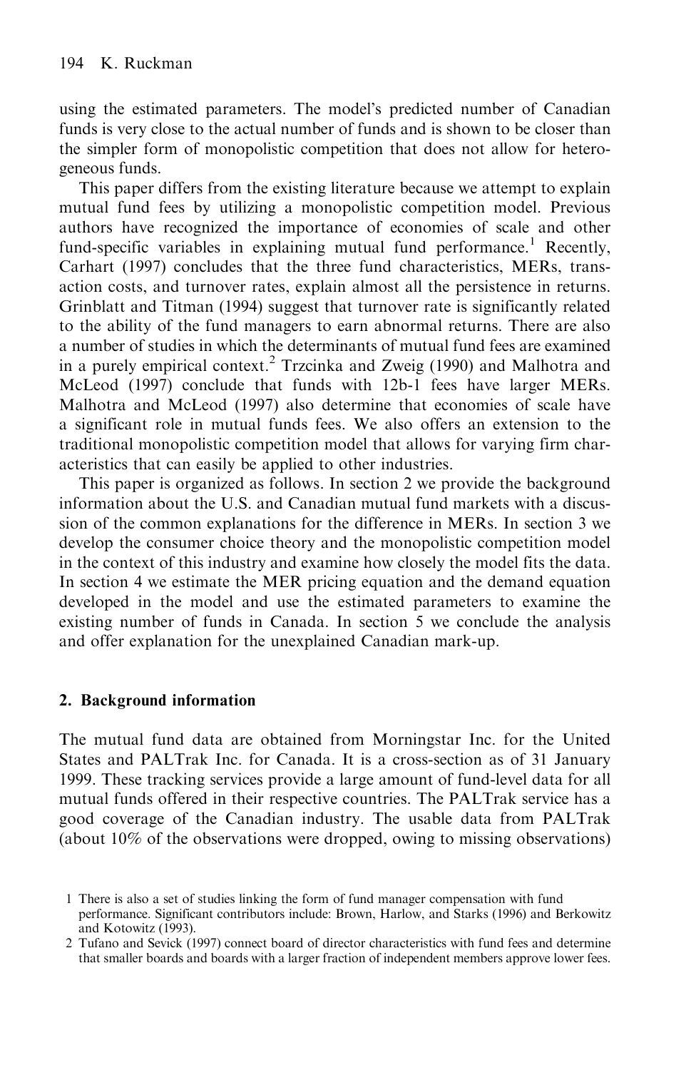using the estimated parameters. The model's predicted number of Canadian funds is very close to the actual number of funds and is shown to be closer than the simpler form of monopolistic competition that does not allow for heterogeneous funds.

This paper differs from the existing literature because we attempt to explain mutual fund fees by utilizing a monopolistic competition model. Previous authors have recognized the importance of economies of scale and other fund-specific variables in explaining mutual fund performance.[1] Recently, Carhart (1997) concludes that the three fund characteristics, MERs, transaction costs, and turnover rates, explain almost all the persistence in returns. Grinblatt and Titman (1994) suggest that turnover rate is significantly related to the ability of the fund managers to earn abnormal returns. There are also a number of studies in which the determinants of mutual fund fees are examined in a purely empirical context.[2] Trzcinka and Zweig (1990) and Malhotra and McLeod (1997) conclude that funds with 12b-1 fees have larger MERs. Malhotra and McLeod (1997) also determine that economies of scale have a significant role in mutual funds fees. We also offers an extension to the traditional monopolistic competition model that allows for varying firm characteristics that can easily be applied to other industries.

This paper is organized as follows. In section 2 we provide the background information about the U.S. and Canadian mutual fund markets with a discussion of the common explanations for the difference in MERs. In section 3 we develop the consumer choice theory and the monopolistic competition model in the context of this industry and examine how closely the model fits the data. In section 4 we estimate the MER pricing equation and the demand equation developed in the model and use the estimated parameters to examine the existing number of funds in Canada. In section 5 we conclude the analysis and offer explanation for the unexplained Canadian mark-up.

## 2. Background information

The mutual fund data are obtained from Morningstar Inc. for the United States and PALTrak Inc. for Canada. It is a cross-section as of 31 January 1999. These tracking services provide a large amount of fund-level data for all mutual funds offered in their respective countries. The PALTrak service has a good coverage of the Canadian industry. The usable data from PALTrak (about 10% of the observations were dropped, owing to missing observations)

1 There is also a set of studies linking the form of fund manager compensation with fund performance. Significant contributors include: Brown, Harlow, and Starks (1996) and Berkowitz and Kotowitz (1993).

2 Tufano and Sevick (1997) connect board of director characteristics with fund fees and determine that smaller boards and boards with a larger fraction of independent members approve lower fees.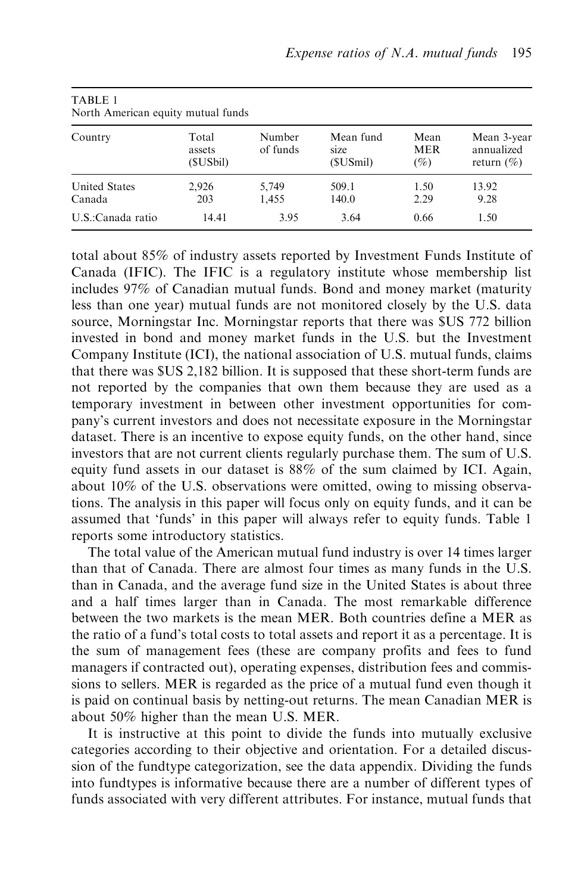TABLE 1
North American equity mutual funds

| Country | Total assets ($USbil) | Number of funds | Mean fund size ($USmil) | Mean MER (%) | Mean 3-year annualized return (%) |
|---|---|---|---|---|---|
| United States | 2,926 | 5,749 | 509.1 | 1.50 | 13.92 |
| Canada | 203 | 1,455 | 140.0 | 2.29 | 9.28 |
| U.S.:Canada ratio | 14.41 | 3.95 | 3.64 | 0.66 | 1.50 |

total about 85% of industry assets reported by Investment Funds Institute of Canada (IFIC). The IFIC is a regulatory institute whose membership list includes 97% of Canadian mutual funds. Bond and money market (maturity less than one year) mutual funds are not monitored closely by the U.S. data source, Morningstar Inc. Morningstar reports that there was $US 772 billion invested in bond and money market funds in the U.S. but the Investment Company Institute (ICI), the national association of U.S. mutual funds, claims that there was $US 2,182 billion. It is supposed that these short-term funds are not reported by the companies that own them because they are used as a temporary investment in between other investment opportunities for company's current investors and does not necessitate exposure in the Morningstar dataset. There is an incentive to expose equity funds, on the other hand, since investors that are not current clients regularly purchase them. The sum of U.S. equity fund assets in our dataset is 88% of the sum claimed by ICI. Again, about 10% of the U.S. observations were omitted, owing to missing observations. The analysis in this paper will focus only on equity funds, and it can be assumed that 'funds' in this paper will always refer to equity funds. Table 1 reports some introductory statistics.

The total value of the American mutual fund industry is over 14 times larger than that of Canada. There are almost four times as many funds in the U.S. than in Canada, and the average fund size in the United States is about three and a half times larger than in Canada. The most remarkable difference between the two markets is the mean MER. Both countries define a MER as the ratio of a fund's total costs to total assets and report it as a percentage. It is the sum of management fees (these are company profits and fees to fund managers if contracted out), operating expenses, distribution fees and commissions to sellers. MER is regarded as the price of a mutual fund even though it is paid on continual basis by netting-out returns. The mean Canadian MER is about 50% higher than the mean U.S. MER.

It is instructive at this point to divide the funds into mutually exclusive categories according to their objective and orientation. For a detailed discussion of the fundtype categorization, see the data appendix. Dividing the funds into fundtypes is informative because there are a number of different types of funds associated with very different attributes. For instance, mutual funds that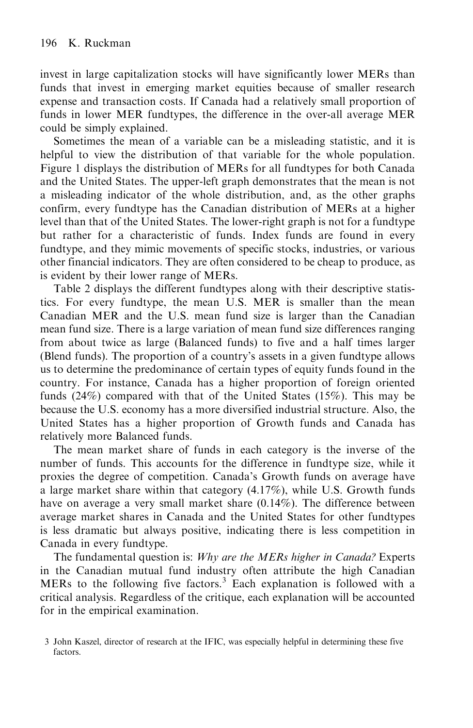invest in large capitalization stocks will have significantly lower MERs than funds that invest in emerging market equities because of smaller research expense and transaction costs. If Canada had a relatively small proportion of funds in lower MER fundtypes, the difference in the over-all average MER could be simply explained.

Sometimes the mean of a variable can be a misleading statistic, and it is helpful to view the distribution of that variable for the whole population. Figure 1 displays the distribution of MERs for all fundtypes for both Canada and the United States. The upper-left graph demonstrates that the mean is not a misleading indicator of the whole distribution, and, as the other graphs confirm, every fundtype has the Canadian distribution of MERs at a higher level than that of the United States. The lower-right graph is not for a fundtype but rather for a characteristic of funds. Index funds are found in every fundtype, and they mimic movements of specific stocks, industries, or various other financial indicators. They are often considered to be cheap to produce, as is evident by their lower range of MERs.

Table 2 displays the different fundtypes along with their descriptive statistics. For every fundtype, the mean U.S. MER is smaller than the mean Canadian MER and the U.S. mean fund size is larger than the Canadian mean fund size. There is a large variation of mean fund size differences ranging from about twice as large (Balanced funds) to five and a half times larger (Blend funds). The proportion of a country's assets in a given fundtype allows us to determine the predominance of certain types of equity funds found in the country. For instance, Canada has a higher proportion of foreign oriented funds (24%) compared with that of the United States (15%). This may be because the U.S. economy has a more diversified industrial structure. Also, the United States has a higher proportion of Growth funds and Canada has relatively more Balanced funds.

The mean market share of funds in each category is the inverse of the number of funds. This accounts for the difference in fundtype size, while it proxies the degree of competition. Canada's Growth funds on average have a large market share within that category (4.17%), while U.S. Growth funds have on average a very small market share (0.14%). The difference between average market shares in Canada and the United States for other fundtypes is less dramatic but always positive, indicating there is less competition in Canada in every fundtype.

The fundamental question is: *Why are the MERs higher in Canada?* Experts in the Canadian mutual fund industry often attribute the high Canadian MERs to the following five factors.[3] Each explanation is followed with a critical analysis. Regardless of the critique, each explanation will be accounted for in the empirical examination.

3 John Kaszel, director of research at the IFIC, was especially helpful in determining these five factors.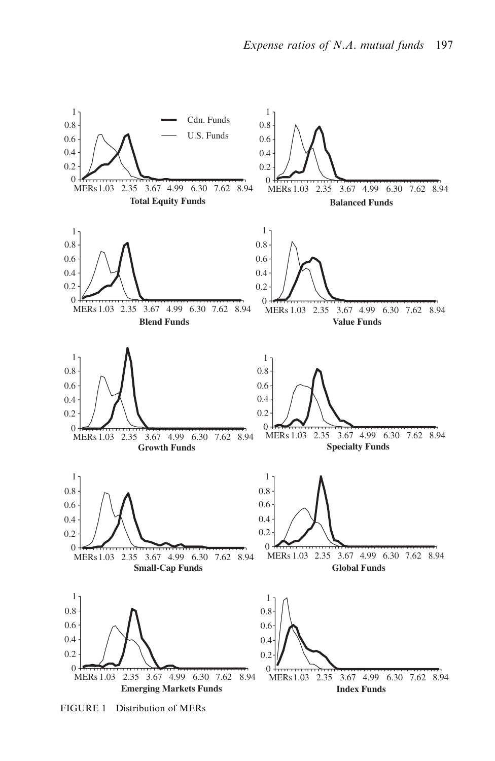FIGURE 1 Distribution of MERs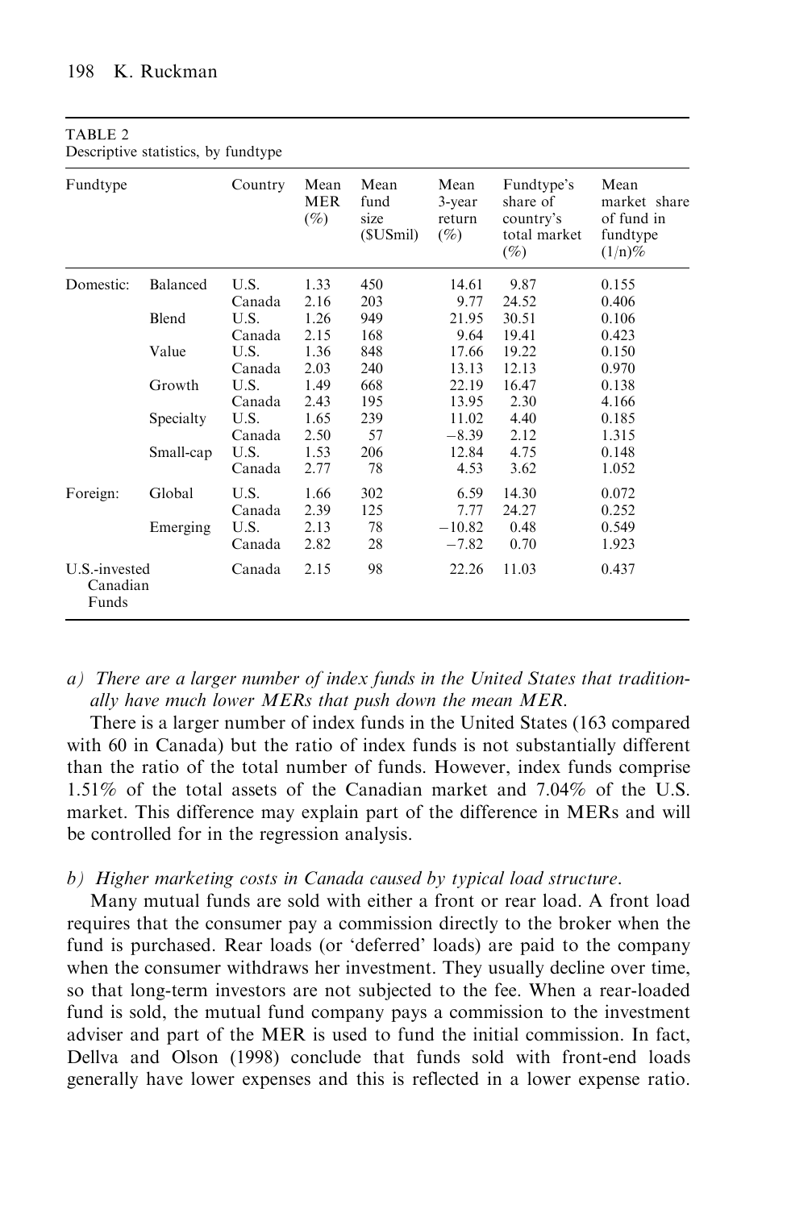TABLE 2
Descriptive statistics, by fundtype

| Fundtype | | Country | Mean MER (%) | Mean fund size ($USmil) | Mean 3-year return (%) | Fundtype's share of country's total market (%) | Mean market share of fund in fundtype (1/n)% |
|---|---|---|---|---|---|---|---|
| Domestic: | Balanced | U.S. | 1.33 | 450 | 14.61 | 9.87 | 0.155 |
| | | Canada | 2.16 | 203 | 9.77 | 24.52 | 0.406 |
| | Blend | U.S. | 1.26 | 949 | 21.95 | 30.51 | 0.106 |
| | | Canada | 2.15 | 168 | 9.64 | 19.41 | 0.423 |
| | Value | U.S. | 1.36 | 848 | 17.66 | 19.22 | 0.150 |
| | | Canada | 2.03 | 240 | 13.13 | 12.13 | 0.970 |
| | Growth | U.S. | 1.49 | 668 | 22.19 | 16.47 | 0.138 |
| | | Canada | 2.43 | 195 | 13.95 | 2.30 | 4.166 |
| | Specialty | U.S. | 1.65 | 239 | 11.02 | 4.40 | 0.185 |
| | | Canada | 2.50 | 57 | −8.39 | 2.12 | 1.315 |
| | Small-cap | U.S. | 1.53 | 206 | 12.84 | 4.75 | 0.148 |
| | | Canada | 2.77 | 78 | 4.53 | 3.62 | 1.052 |
| Foreign: | Global | U.S. | 1.66 | 302 | 6.59 | 14.30 | 0.072 |
| | | Canada | 2.39 | 125 | 7.77 | 24.27 | 0.252 |
| | Emerging | U.S. | 2.13 | 78 | −10.82 | 0.48 | 0.549 |
| | | Canada | 2.82 | 28 | −7.82 | 0.70 | 1.923 |
| U.S.-invested Canadian Funds | | Canada | 2.15 | 98 | 22.26 | 11.03 | 0.437 |

*a) There are a larger number of index funds in the United States that traditionally have much lower MERs that push down the mean MER.*

There is a larger number of index funds in the United States (163 compared with 60 in Canada) but the ratio of index funds is not substantially different than the ratio of the total number of funds. However, index funds comprise 1.51% of the total assets of the Canadian market and 7.04% of the U.S. market. This difference may explain part of the difference in MERs and will be controlled for in the regression analysis.

*b) Higher marketing costs in Canada caused by typical load structure.*

Many mutual funds are sold with either a front or rear load. A front load requires that the consumer pay a commission directly to the broker when the fund is purchased. Rear loads (or 'deferred' loads) are paid to the company when the consumer withdraws her investment. They usually decline over time, so that long-term investors are not subjected to the fee. When a rear-loaded fund is sold, the mutual fund company pays a commission to the investment adviser and part of the MER is used to fund the initial commission. In fact, Dellva and Olson (1998) conclude that funds sold with front-end loads generally have lower expenses and this is reflected in a lower expense ratio.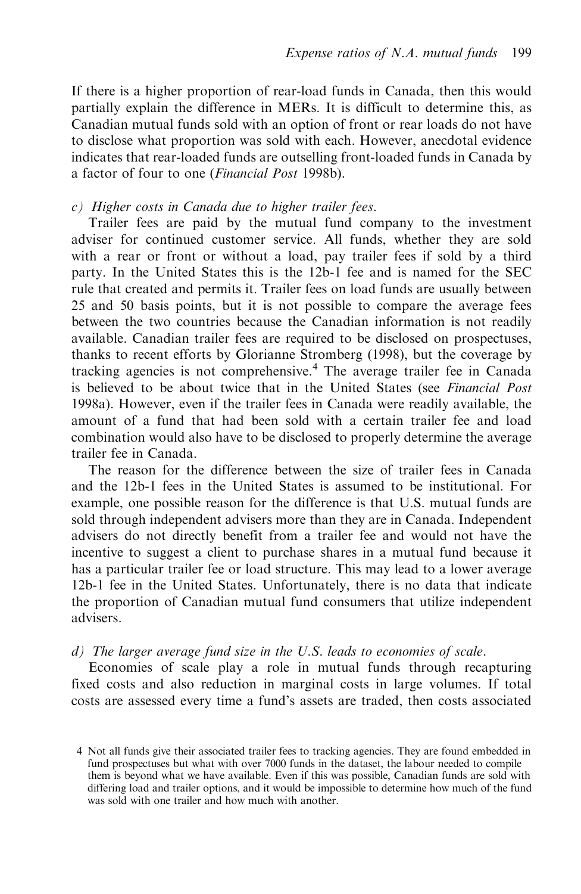If there is a higher proportion of rear-load funds in Canada, then this would partially explain the difference in MERs. It is difficult to determine this, as Canadian mutual funds sold with an option of front or rear loads do not have to disclose what proportion was sold with each. However, anecdotal evidence indicates that rear-loaded funds are outselling front-loaded funds in Canada by a factor of four to one (*Financial Post* 1998b).

*c) Higher costs in Canada due to higher trailer fees.*

Trailer fees are paid by the mutual fund company to the investment adviser for continued customer service. All funds, whether they are sold with a rear or front or without a load, pay trailer fees if sold by a third party. In the United States this is the 12b-1 fee and is named for the SEC rule that created and permits it. Trailer fees on load funds are usually between 25 and 50 basis points, but it is not possible to compare the average fees between the two countries because the Canadian information is not readily available. Canadian trailer fees are required to be disclosed on prospectuses, thanks to recent efforts by Glorianne Stromberg (1998), but the coverage by tracking agencies is not comprehensive.[4] The average trailer fee in Canada is believed to be about twice that in the United States (see *Financial Post* 1998a). However, even if the trailer fees in Canada were readily available, the amount of a fund that had been sold with a certain trailer fee and load combination would also have to be disclosed to properly determine the average trailer fee in Canada.

The reason for the difference between the size of trailer fees in Canada and the 12b-1 fees in the United States is assumed to be institutional. For example, one possible reason for the difference is that U.S. mutual funds are sold through independent advisers more than they are in Canada. Independent advisers do not directly benefit from a trailer fee and would not have the incentive to suggest a client to purchase shares in a mutual fund because it has a particular trailer fee or load structure. This may lead to a lower average 12b-1 fee in the United States. Unfortunately, there is no data that indicate the proportion of Canadian mutual fund consumers that utilize independent advisers.

*d) The larger average fund size in the U.S. leads to economies of scale.*

Economies of scale play a role in mutual funds through recapturing fixed costs and also reduction in marginal costs in large volumes. If total costs are assessed every time a fund's assets are traded, then costs associated

[4] Not all funds give their associated trailer fees to tracking agencies. They are found embedded in fund prospectuses but what with over 7000 funds in the dataset, the labour needed to compile them is beyond what we have available. Even if this was possible, Canadian funds are sold with differing load and trailer options, and it would be impossible to determine how much of the fund was sold with one trailer and how much with another.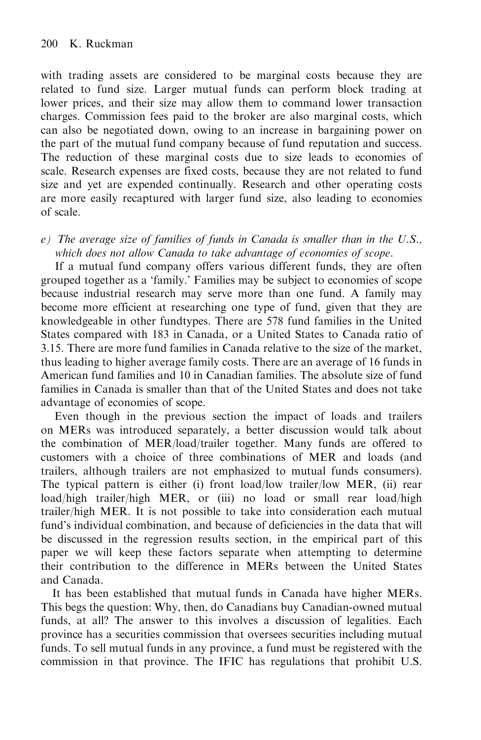with trading assets are considered to be marginal costs because they are related to fund size. Larger mutual funds can perform block trading at lower prices, and their size may allow them to command lower transaction charges. Commission fees paid to the broker are also marginal costs, which can also be negotiated down, owing to an increase in bargaining power on the part of the mutual fund company because of fund reputation and success. The reduction of these marginal costs due to size leads to economies of scale. Research expenses are fixed costs, because they are not related to fund size and yet are expended continually. Research and other operating costs are more easily recaptured with larger fund size, also leading to economies of scale.

*e) The average size of families of funds in Canada is smaller than in the U.S., which does not allow Canada to take advantage of economies of scope.*

If a mutual fund company offers various different funds, they are often grouped together as a 'family.' Families may be subject to economies of scope because industrial research may serve more than one fund. A family may become more efficient at researching one type of fund, given that they are knowledgeable in other fundtypes. There are 578 fund families in the United States compared with 183 in Canada, or a United States to Canada ratio of 3.15. There are more fund families in Canada relative to the size of the market, thus leading to higher average family costs. There are an average of 16 funds in American fund families and 10 in Canadian families. The absolute size of fund families in Canada is smaller than that of the United States and does not take advantage of economies of scope.

Even though in the previous section the impact of loads and trailers on MERs was introduced separately, a better discussion would talk about the combination of MER/load/trailer together. Many funds are offered to customers with a choice of three combinations of MER and loads (and trailers, although trailers are not emphasized to mutual funds consumers). The typical pattern is either (i) front load/low trailer/low MER, (ii) rear load/high trailer/high MER, or (iii) no load or small rear load/high trailer/high MER. It is not possible to take into consideration each mutual fund's individual combination, and because of deficiencies in the data that will be discussed in the regression results section, in the empirical part of this paper we will keep these factors separate when attempting to determine their contribution to the difference in MERs between the United States and Canada.

It has been established that mutual funds in Canada have higher MERs. This begs the question: Why, then, do Canadians buy Canadian-owned mutual funds, at all? The answer to this involves a discussion of legalities. Each province has a securities commission that oversees securities including mutual funds. To sell mutual funds in any province, a fund must be registered with the commission in that province. The IFIC has regulations that prohibit U.S.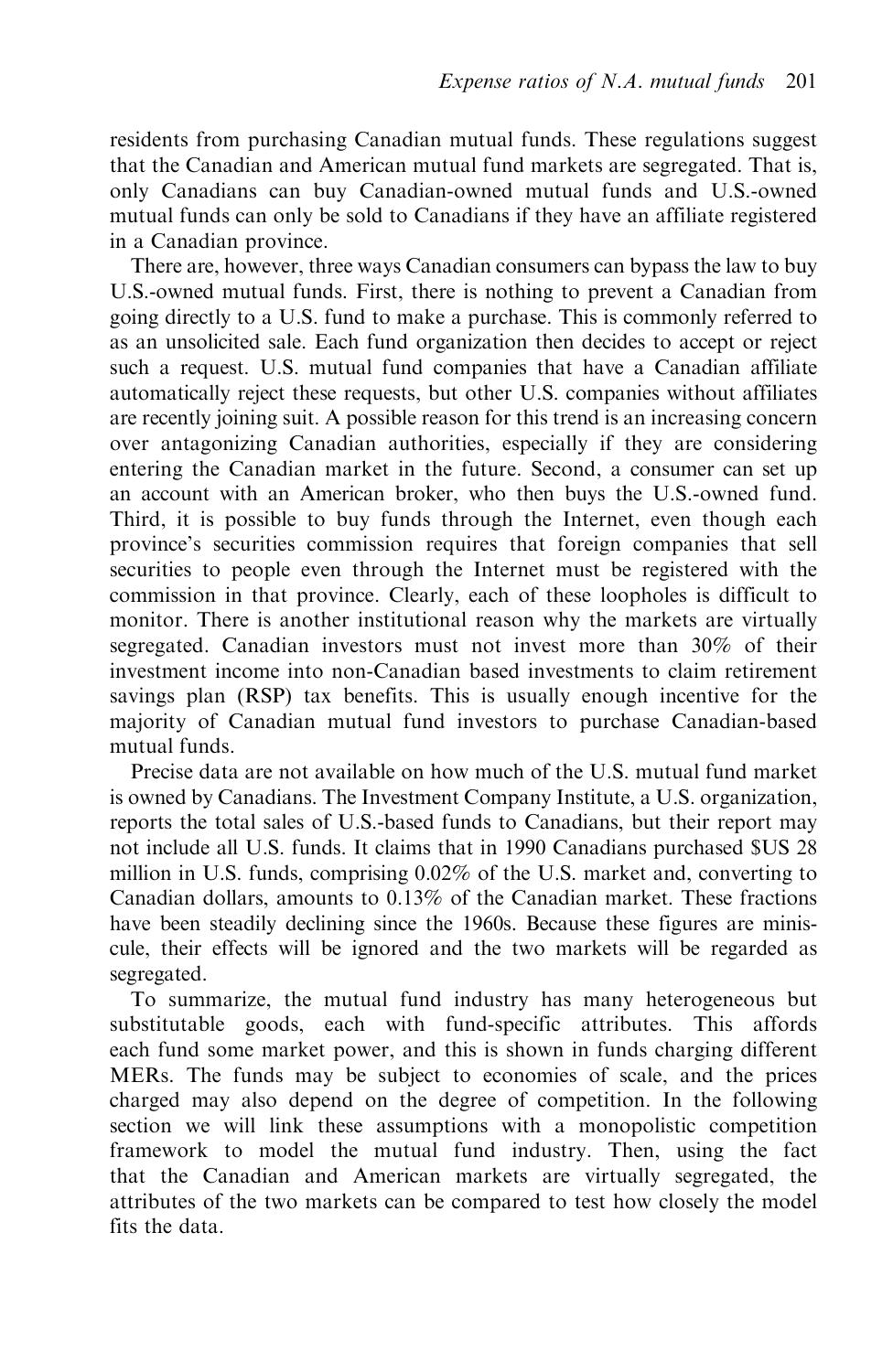residents from purchasing Canadian mutual funds. These regulations suggest that the Canadian and American mutual fund markets are segregated. That is, only Canadians can buy Canadian-owned mutual funds and U.S.-owned mutual funds can only be sold to Canadians if they have an affiliate registered in a Canadian province.

There are, however, three ways Canadian consumers can bypass the law to buy U.S.-owned mutual funds. First, there is nothing to prevent a Canadian from going directly to a U.S. fund to make a purchase. This is commonly referred to as an unsolicited sale. Each fund organization then decides to accept or reject such a request. U.S. mutual fund companies that have a Canadian affiliate automatically reject these requests, but other U.S. companies without affiliates are recently joining suit. A possible reason for this trend is an increasing concern over antagonizing Canadian authorities, especially if they are considering entering the Canadian market in the future. Second, a consumer can set up an account with an American broker, who then buys the U.S.-owned fund. Third, it is possible to buy funds through the Internet, even though each province's securities commission requires that foreign companies that sell securities to people even through the Internet must be registered with the commission in that province. Clearly, each of these loopholes is difficult to monitor. There is another institutional reason why the markets are virtually segregated. Canadian investors must not invest more than 30% of their investment income into non-Canadian based investments to claim retirement savings plan (RSP) tax benefits. This is usually enough incentive for the majority of Canadian mutual fund investors to purchase Canadian-based mutual funds.

Precise data are not available on how much of the U.S. mutual fund market is owned by Canadians. The Investment Company Institute, a U.S. organization, reports the total sales of U.S.-based funds to Canadians, but their report may not include all U.S. funds. It claims that in 1990 Canadians purchased $US 28 million in U.S. funds, comprising 0.02% of the U.S. market and, converting to Canadian dollars, amounts to 0.13% of the Canadian market. These fractions have been steadily declining since the 1960s. Because these figures are miniscule, their effects will be ignored and the two markets will be regarded as segregated.

To summarize, the mutual fund industry has many heterogeneous but substitutable goods, each with fund-specific attributes. This affords each fund some market power, and this is shown in funds charging different MERs. The funds may be subject to economies of scale, and the prices charged may also depend on the degree of competition. In the following section we will link these assumptions with a monopolistic competition framework to model the mutual fund industry. Then, using the fact that the Canadian and American markets are virtually segregated, the attributes of the two markets can be compared to test how closely the model fits the data.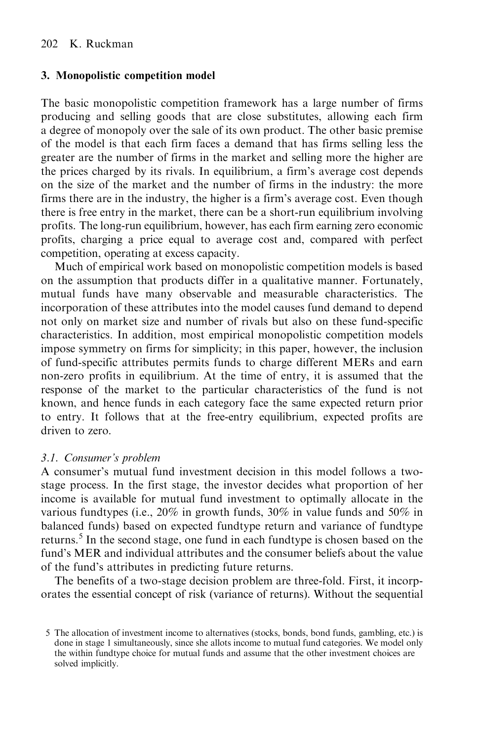## 3. Monopolistic competition model

The basic monopolistic competition framework has a large number of firms producing and selling goods that are close substitutes, allowing each firm a degree of monopoly over the sale of its own product. The other basic premise of the model is that each firm faces a demand that has firms selling less the greater are the number of firms in the market and selling more the higher are the prices charged by its rivals. In equilibrium, a firm's average cost depends on the size of the market and the number of firms in the industry: the more firms there are in the industry, the higher is a firm's average cost. Even though there is free entry in the market, there can be a short-run equilibrium involving profits. The long-run equilibrium, however, has each firm earning zero economic profits, charging a price equal to average cost and, compared with perfect competition, operating at excess capacity.

Much of empirical work based on monopolistic competition models is based on the assumption that products differ in a qualitative manner. Fortunately, mutual funds have many observable and measurable characteristics. The incorporation of these attributes into the model causes fund demand to depend not only on market size and number of rivals but also on these fund-specific characteristics. In addition, most empirical monopolistic competition models impose symmetry on firms for simplicity; in this paper, however, the inclusion of fund-specific attributes permits funds to charge different MERs and earn non-zero profits in equilibrium. At the time of entry, it is assumed that the response of the market to the particular characteristics of the fund is not known, and hence funds in each category face the same expected return prior to entry. It follows that at the free-entry equilibrium, expected profits are driven to zero.

### *3.1. Consumer's problem*

A consumer's mutual fund investment decision in this model follows a two-stage process. In the first stage, the investor decides what proportion of her income is available for mutual fund investment to optimally allocate in the various fundtypes (i.e., 20% in growth funds, 30% in value funds and 50% in balanced funds) based on expected fundtype return and variance of fundtype returns.[5] In the second stage, one fund in each fundtype is chosen based on the fund's MER and individual attributes and the consumer beliefs about the value of the fund's attributes in predicting future returns.

The benefits of a two-stage decision problem are three-fold. First, it incorporates the essential concept of risk (variance of returns). Without the sequential

5 The allocation of investment income to alternatives (stocks, bonds, bond funds, gambling, etc.) is done in stage 1 simultaneously, since she allots income to mutual fund categories. We model only the within fundtype choice for mutual funds and assume that the other investment choices are solved implicitly.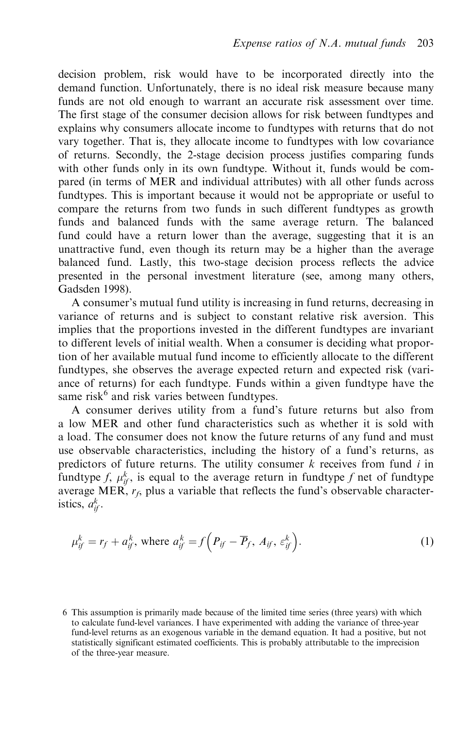decision problem, risk would have to be incorporated directly into the demand function. Unfortunately, there is no ideal risk measure because many funds are not old enough to warrant an accurate risk assessment over time. The first stage of the consumer decision allows for risk between fundtypes and explains why consumers allocate income to fundtypes with returns that do not vary together. That is, they allocate income to fundtypes with low covariance of returns. Secondly, the 2-stage decision process justifies comparing funds with other funds only in its own fundtype. Without it, funds would be compared (in terms of MER and individual attributes) with all other funds across fundtypes. This is important because it would not be appropriate or useful to compare the returns from two funds in such different fundtypes as growth funds and balanced funds with the same average return. The balanced fund could have a return lower than the average, suggesting that it is an unattractive fund, even though its return may be a higher than the average balanced fund. Lastly, this two-stage decision process reflects the advice presented in the personal investment literature (see, among many others, Gadsden 1998).

A consumer's mutual fund utility is increasing in fund returns, decreasing in variance of returns and is subject to constant relative risk aversion. This implies that the proportions invested in the different fundtypes are invariant to different levels of initial wealth. When a consumer is deciding what proportion of her available mutual fund income to efficiently allocate to the different fundtypes, she observes the average expected return and expected risk (variance of returns) for each fundtype. Funds within a given fundtype have the same risk[6] and risk varies between fundtypes.

A consumer derives utility from a fund's future returns but also from a low MER and other fund characteristics such as whether it is sold with a load. The consumer does not know the future returns of any fund and must use observable characteristics, including the history of a fund's returns, as predictors of future returns. The utility consumer $k$ receives from fund $i$ in fundtype $f$, $\mu_{if}^{k}$, is equal to the average return in fundtype $f$ net of fundtype average MER, $r_f$, plus a variable that reflects the fund's observable characteristics, $a_{if}^{k}$.

$$\mu_{if}^{k} = r_f + a_{if}^{k}, \text{ where } a_{if}^{k} = f\left(P_{if} - \overline{P}_f,\ A_{if},\ \varepsilon_{if}^{k}\right). \tag{1}$$

6 This assumption is primarily made because of the limited time series (three years) with which to calculate fund-level variances. I have experimented with adding the variance of three-year fund-level returns as an exogenous variable in the demand equation. It had a positive, but not statistically significant estimated coefficients. This is probably attributable to the imprecision of the three-year measure.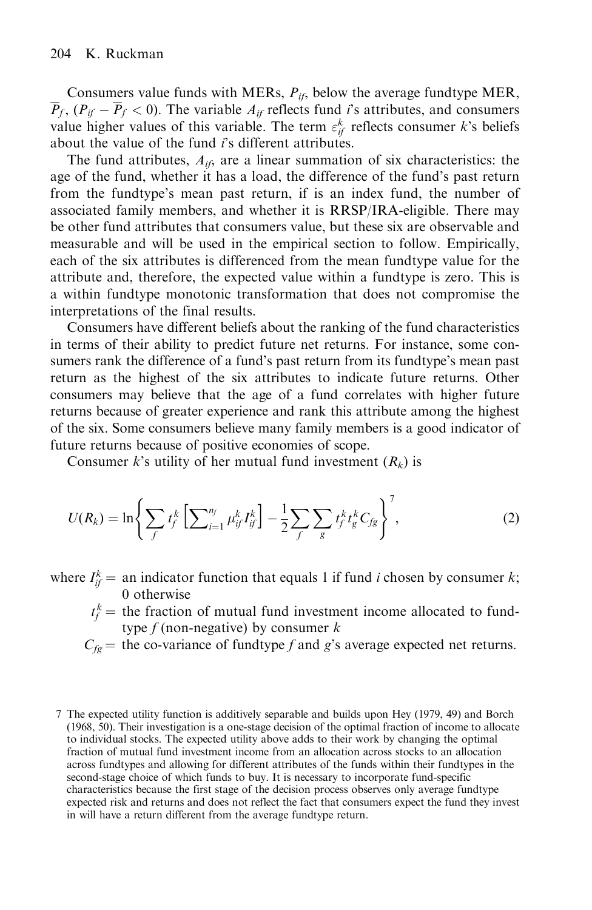Consumers value funds with MERs, $P_{if}$, below the average fundtype MER, $\overline{P}_f$, ($P_{if} - \overline{P}_f < 0$). The variable $A_{if}$ reflects fund $i$'s attributes, and consumers value higher values of this variable. The term $\varepsilon_{if}^k$ reflects consumer $k$'s beliefs about the value of the fund $i$'s different attributes.

The fund attributes, $A_{if}$, are a linear summation of six characteristics: the age of the fund, whether it has a load, the difference of the fund's past return from the fundtype's mean past return, if is an index fund, the number of associated family members, and whether it is RRSP/IRA-eligible. There may be other fund attributes that consumers value, but these six are observable and measurable and will be used in the empirical section to follow. Empirically, each of the six attributes is differenced from the mean fundtype value for the attribute and, therefore, the expected value within a fundtype is zero. This is a within fundtype monotonic transformation that does not compromise the interpretations of the final results.

Consumers have different beliefs about the ranking of the fund characteristics in terms of their ability to predict future net returns. For instance, some consumers rank the difference of a fund's past return from its fundtype's mean past return as the highest of the six attributes to indicate future returns. Other consumers may believe that the age of a fund correlates with higher future returns because of greater experience and rank this attribute among the highest of the six. Some consumers believe many family members is a good indicator of future returns because of positive economies of scope.

Consumer $k$'s utility of her mutual fund investment ($R_k$) is

$$U(R_k) = \ln\left\{ \sum_f t_f^k \left[ \sum_{i=1}^{n_f} \mu_{if}^k I_{if}^k \right] - \frac{1}{2} \sum_f \sum_g t_f^k t_g^k C_{fg} \right\}^{7}, \tag{2}$$

where $I_{if}^k =$ an indicator function that equals 1 if fund $i$ chosen by consumer $k$; 0 otherwise

$t_f^k =$ the fraction of mutual fund investment income allocated to fundtype $f$ (non-negative) by consumer $k$

$C_{fg} =$ the co-variance of fundtype $f$ and $g$'s average expected net returns.

7 The expected utility function is additively separable and builds upon Hey (1979, 49) and Borch (1968, 50). Their investigation is a one-stage decision of the optimal fraction of income to allocate to individual stocks. The expected utility above adds to their work by changing the optimal fraction of mutual fund investment income from an allocation across stocks to an allocation across fundtypes and allowing for different attributes of the funds within their fundtypes in the second-stage choice of which funds to buy. It is necessary to incorporate fund-specific characteristics because the first stage of the decision process observes only average fundtype expected risk and returns and does not reflect the fact that consumers expect the fund they invest in will have a return different from the average fundtype return.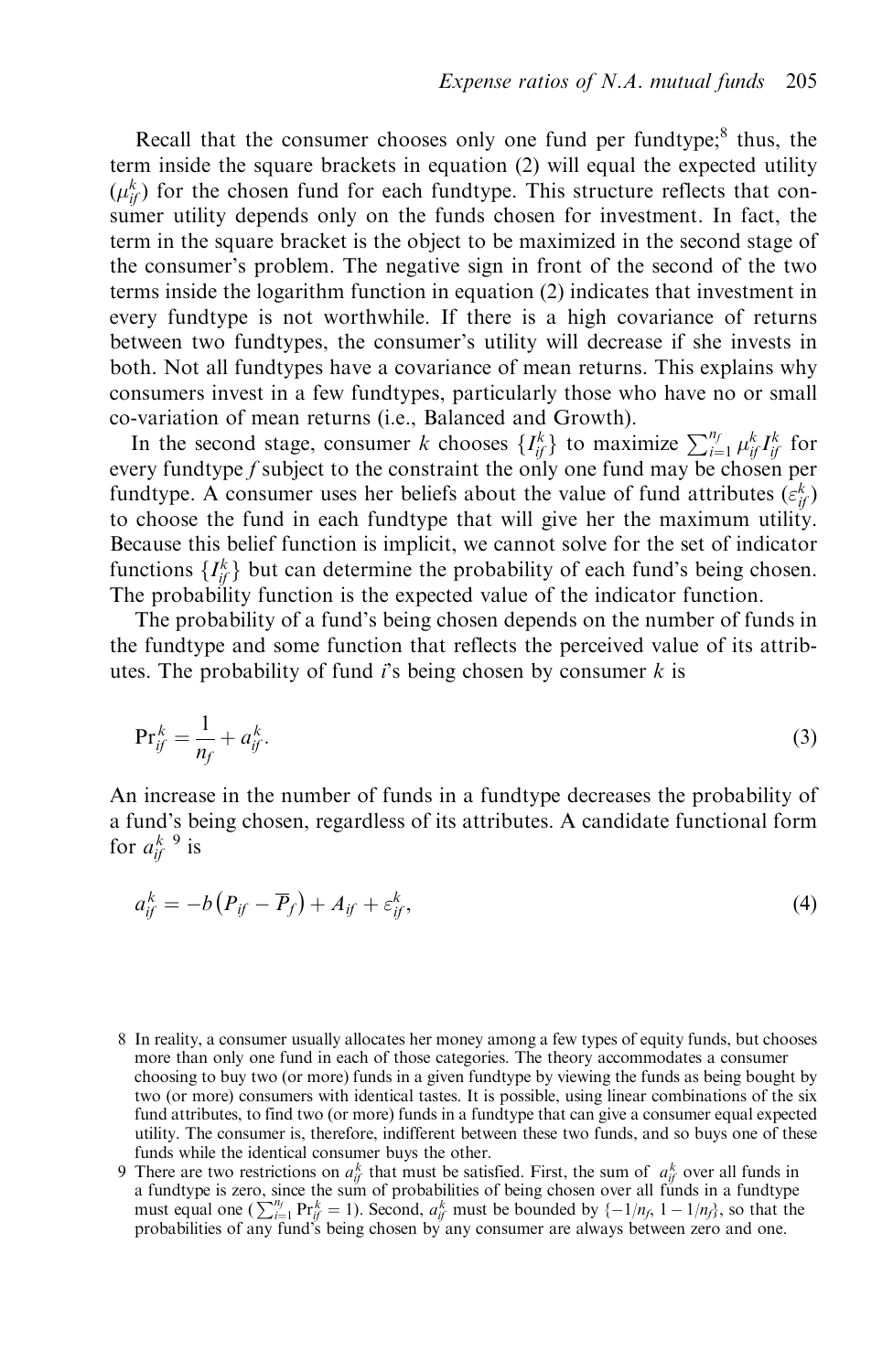Recall that the consumer chooses only one fund per fundtype;[8] thus, the term inside the square brackets in equation (2) will equal the expected utility ($\mu_{if}^k$) for the chosen fund for each fundtype. This structure reflects that consumer utility depends only on the funds chosen for investment. In fact, the term in the square bracket is the object to be maximized in the second stage of the consumer's problem. The negative sign in front of the second of the two terms inside the logarithm function in equation (2) indicates that investment in every fundtype is not worthwhile. If there is a high covariance of returns between two fundtypes, the consumer's utility will decrease if she invests in both. Not all fundtypes have a covariance of mean returns. This explains why consumers invest in a few fundtypes, particularly those who have no or small co-variation of mean returns (i.e., Balanced and Growth).

In the second stage, consumer $k$ chooses $\{I_{if}^k\}$ to maximize $\sum_{i=1}^{n_f} \mu_{if}^k I_{if}^k$ for every fundtype $f$ subject to the constraint the only one fund may be chosen per fundtype. A consumer uses her beliefs about the value of fund attributes ($\varepsilon_{if}^k$) to choose the fund in each fundtype that will give her the maximum utility. Because this belief function is implicit, we cannot solve for the set of indicator functions $\{I_{if}^k\}$ but can determine the probability of each fund's being chosen. The probability function is the expected value of the indicator function.

The probability of a fund's being chosen depends on the number of funds in the fundtype and some function that reflects the perceived value of its attributes. The probability of fund $i$'s being chosen by consumer $k$ is

$$\Pr_{if}^k = \frac{1}{n_f} + a_{if}^k. \tag{3}$$

An increase in the number of funds in a fundtype decreases the probability of a fund's being chosen, regardless of its attributes. A candidate functional form for $a_{if}^k$ [9] is

$$a_{if}^k = -b\left(P_{if} - \overline{P}_f\right) + A_{if} + \varepsilon_{if}^k, \tag{4}$$

8 In reality, a consumer usually allocates her money among a few types of equity funds, but chooses more than only one fund in each of those categories. The theory accommodates a consumer choosing to buy two (or more) funds in a given fundtype by viewing the funds as being bought by two (or more) consumers with identical tastes. It is possible, using linear combinations of the six fund attributes, to find two (or more) funds in a fundtype that can give a consumer equal expected utility. The consumer is, therefore, indifferent between these two funds, and so buys one of these funds while the identical consumer buys the other.

9 There are two restrictions on $a_{if}^k$ that must be satisfied. First, the sum of $a_{if}^k$ over all funds in a fundtype is zero, since the sum of probabilities of being chosen over all funds in a fundtype must equal one ($\sum_{i=1}^{n_f} \Pr_{if}^k = 1$). Second, $a_{if}^k$ must be bounded by $\{-1/n_f, 1 - 1/n_f\}$, so that the probabilities of any fund's being chosen by any consumer are always between zero and one.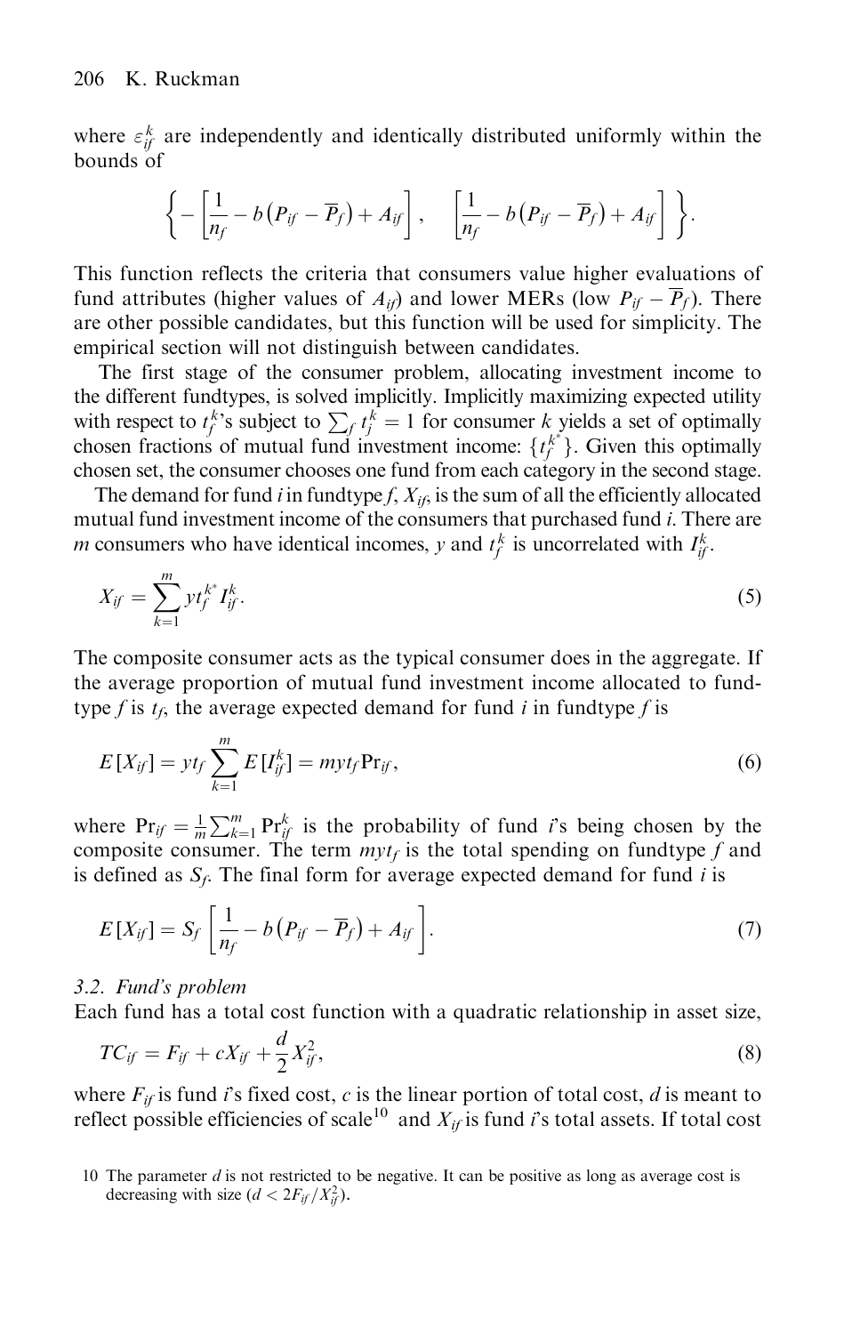where $\varepsilon_{if}^{k}$ are independently and identically distributed uniformly within the bounds of

$$\left\{-\left[\frac{1}{n_f}-b\left(P_{if}-\overline{P}_f\right)+A_{if}\right],\quad \left[\frac{1}{n_f}-b\left(P_{if}-\overline{P}_f\right)+A_{if}\right]\right\}.$$

This function reflects the criteria that consumers value higher evaluations of fund attributes (higher values of $A_{if}$) and lower MERs (low $P_{if}-\overline{P}_f$). There are other possible candidates, but this function will be used for simplicity. The empirical section will not distinguish between candidates.

The first stage of the consumer problem, allocating investment income to the different fundtypes, is solved implicitly. Implicitly maximizing expected utility with respect to $t_f^k$'s subject to $\sum_f t_j^k = 1$ for consumer $k$ yields a set of optimally chosen fractions of mutual fund investment income: $\{t_f^{k^*}\}$. Given this optimally chosen set, the consumer chooses one fund from each category in the second stage.

The demand for fund $i$ in fundtype $f$, $X_{if}$, is the sum of all the efficiently allocated mutual fund investment income of the consumers that purchased fund $i$. There are $m$ consumers who have identical incomes, $y$ and $t_f^k$ is uncorrelated with $I_{if}^k$.

$$X_{if}=\sum_{k=1}^{m} y t_f^{k^*} I_{if}^{k}. \tag{5}$$

The composite consumer acts as the typical consumer does in the aggregate. If the average proportion of mutual fund investment income allocated to fundtype $f$ is $t_f$, the average expected demand for fund $i$ in fundtype $f$ is

$$E\left[X_{if}\right]=y t_f \sum_{k=1}^{m} E\left[I_{if}^{k}\right]=m y t_f \mathrm{Pr}_{if}, \tag{6}$$

where $\mathrm{Pr}_{if}=\frac{1}{m}\sum_{k=1}^{m}\mathrm{Pr}_{if}^{k}$ is the probability of fund $i$'s being chosen by the composite consumer. The term $myt_f$ is the total spending on fundtype $f$ and is defined as $S_f$. The final form for average expected demand for fund $i$ is

$$E\left[X_{if}\right]=S_f\left[\frac{1}{n_f}-b\left(P_{if}-\overline{P}_f\right)+A_{if}\right]. \tag{7}$$

### 3.2. Fund's problem

Each fund has a total cost function with a quadratic relationship in asset size,

$$TC_{if}=F_{if}+cX_{if}+\frac{d}{2}X_{if}^{2}, \tag{8}$$

where $F_{if}$ is fund $i$'s fixed cost, $c$ is the linear portion of total cost, $d$ is meant to reflect possible efficiencies of scale[10] and $X_{if}$ is fund $i$'s total assets. If total cost

[10] The parameter $d$ is not restricted to be negative. It can be positive as long as average cost is decreasing with size ($d < 2F_{if}/X_{if}^{2}$).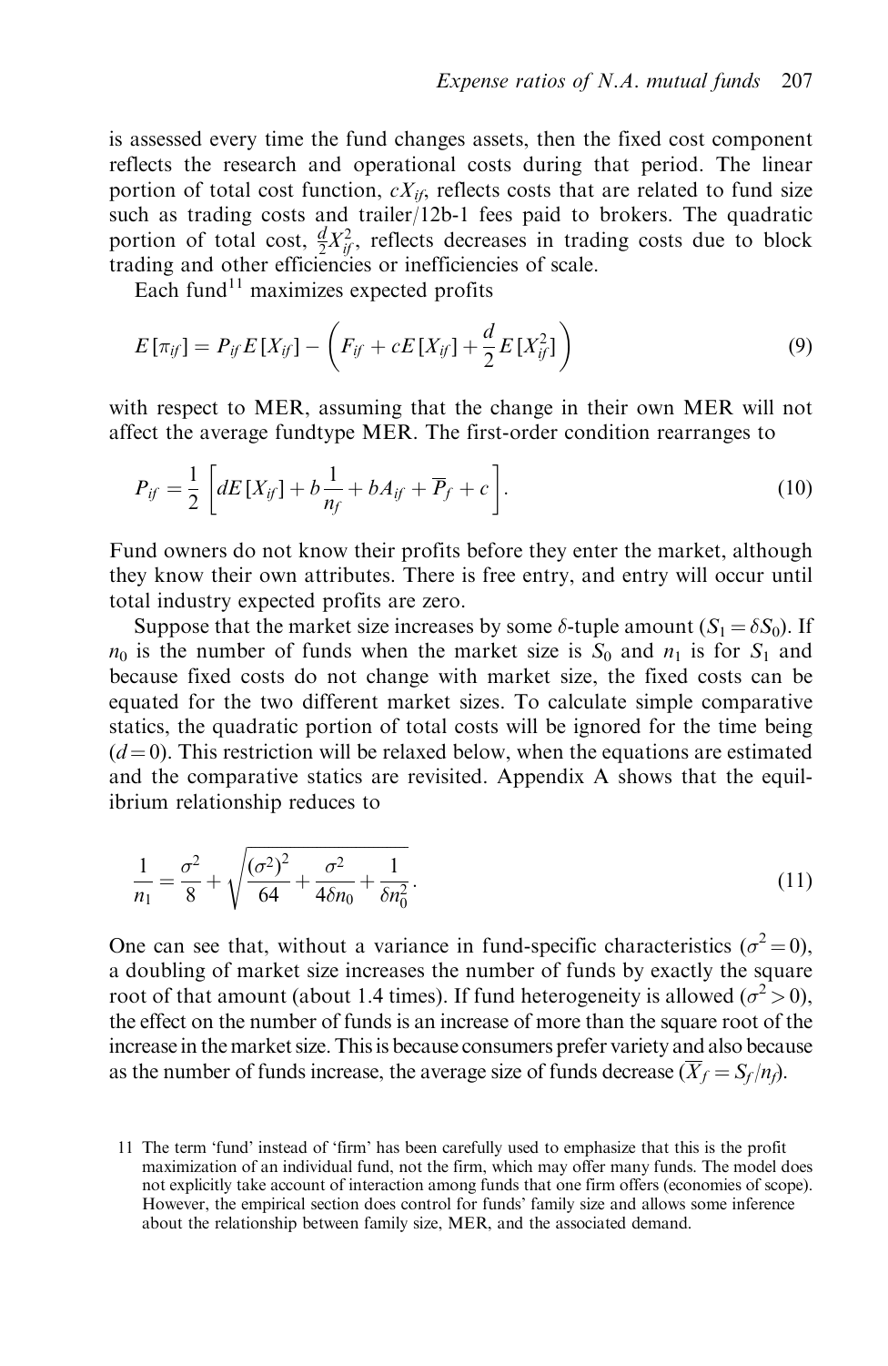is assessed every time the fund changes assets, then the fixed cost component reflects the research and operational costs during that period. The linear portion of total cost function, $cX_{if}$, reflects costs that are related to fund size such as trading costs and trailer/12b-1 fees paid to brokers. The quadratic portion of total cost, $\frac{d}{2}X_{if}^2$, reflects decreases in trading costs due to block trading and other efficiencies or inefficiencies of scale.

Each fund[11] maximizes expected profits

$$E[\pi_{if}] = P_{if}E[X_{if}] - \left(F_{if} + cE[X_{if}] + \frac{d}{2}E[X_{if}^2]\right) \tag{9}$$

with respect to MER, assuming that the change in their own MER will not affect the average fundtype MER. The first-order condition rearranges to

$$P_{if} = \frac{1}{2}\left[dE[X_{if}] + b\frac{1}{n_f} + bA_{if} + \overline{P}_f + c\right]. \tag{10}$$

Fund owners do not know their profits before they enter the market, although they know their own attributes. There is free entry, and entry will occur until total industry expected profits are zero.

Suppose that the market size increases by some $\delta$-tuple amount ($S_1 = \delta S_0$). If $n_0$ is the number of funds when the market size is $S_0$ and $n_1$ is for $S_1$ and because fixed costs do not change with market size, the fixed costs can be equated for the two different market sizes. To calculate simple comparative statics, the quadratic portion of total costs will be ignored for the time being ($d = 0$). This restriction will be relaxed below, when the equations are estimated and the comparative statics are revisited. Appendix A shows that the equilibrium relationship reduces to

$$\frac{1}{n_1} = \frac{\sigma^2}{8} + \sqrt{\frac{(\sigma^2)^2}{64} + \frac{\sigma^2}{4\delta n_0} + \frac{1}{\delta n_0^2}}. \tag{11}$$

One can see that, without a variance in fund-specific characteristics ($\sigma^2 = 0$), a doubling of market size increases the number of funds by exactly the square root of that amount (about 1.4 times). If fund heterogeneity is allowed ($\sigma^2 > 0$), the effect on the number of funds is an increase of more than the square root of the increase in the market size. This is because consumers prefer variety and also because as the number of funds increase, the average size of funds decrease ($\overline{X}_f = S_f/n_f$).

11 The term 'fund' instead of 'firm' has been carefully used to emphasize that this is the profit maximization of an individual fund, not the firm, which may offer many funds. The model does not explicitly take account of interaction among funds that one firm offers (economies of scope). However, the empirical section does control for funds' family size and allows some inference about the relationship between family size, MER, and the associated demand.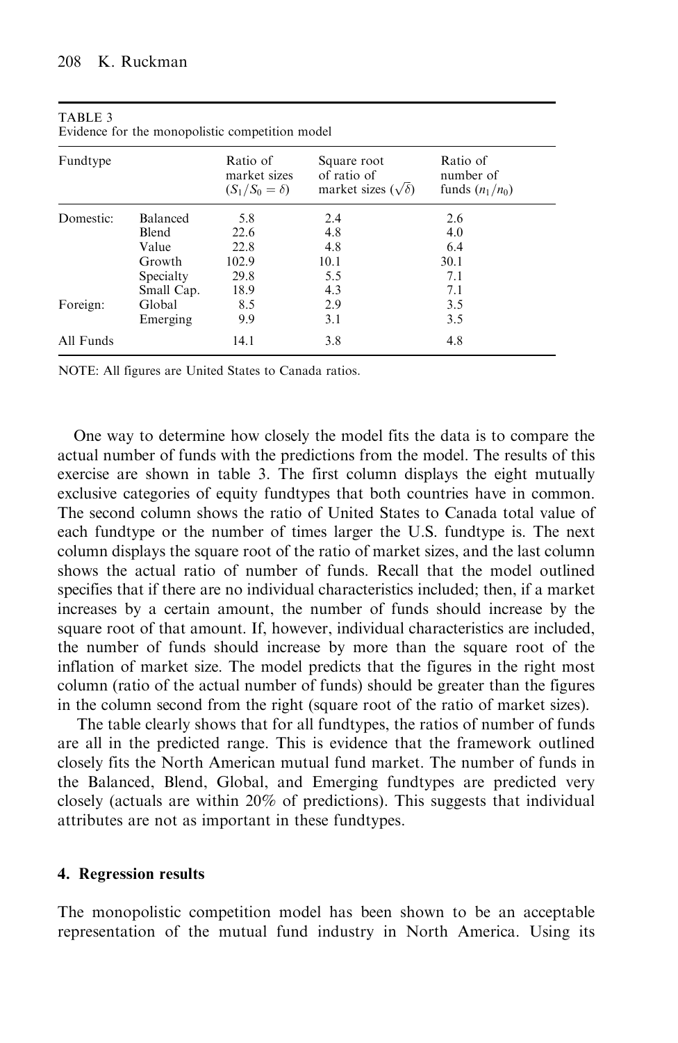TABLE 3
Evidence for the monopolistic competition model

| Fundtype | | Ratio of market sizes ($S_1/S_0 = \delta$) | Square root of ratio of market sizes ($\sqrt{\delta}$) | Ratio of number of funds ($n_1/n_0$) |
|---|---|---|---|---|
| Domestic: | Balanced | 5.8 | 2.4 | 2.6 |
| | Blend | 22.6 | 4.8 | 4.0 |
| | Value | 22.8 | 4.8 | 6.4 |
| | Growth | 102.9 | 10.1 | 30.1 |
| | Specialty | 29.8 | 5.5 | 7.1 |
| | Small Cap. | 18.9 | 4.3 | 7.1 |
| Foreign: | Global | 8.5 | 2.9 | 3.5 |
| | Emerging | 9.9 | 3.1 | 3.5 |
| All Funds | | 14.1 | 3.8 | 4.8 |

NOTE: All figures are United States to Canada ratios.

One way to determine how closely the model fits the data is to compare the actual number of funds with the predictions from the model. The results of this exercise are shown in table 3. The first column displays the eight mutually exclusive categories of equity fundtypes that both countries have in common. The second column shows the ratio of United States to Canada total value of each fundtype or the number of times larger the U.S. fundtype is. The next column displays the square root of the ratio of market sizes, and the last column shows the actual ratio of number of funds. Recall that the model outlined specifies that if there are no individual characteristics included; then, if a market increases by a certain amount, the number of funds should increase by the square root of that amount. If, however, individual characteristics are included, the number of funds should increase by more than the square root of the inflation of market size. The model predicts that the figures in the right most column (ratio of the actual number of funds) should be greater than the figures in the column second from the right (square root of the ratio of market sizes).

The table clearly shows that for all fundtypes, the ratios of number of funds are all in the predicted range. This is evidence that the framework outlined closely fits the North American mutual fund market. The number of funds in the Balanced, Blend, Global, and Emerging fundtypes are predicted very closely (actuals are within 20% of predictions). This suggests that individual attributes are not as important in these fundtypes.

## 4. Regression results

The monopolistic competition model has been shown to be an acceptable representation of the mutual fund industry in North America. Using its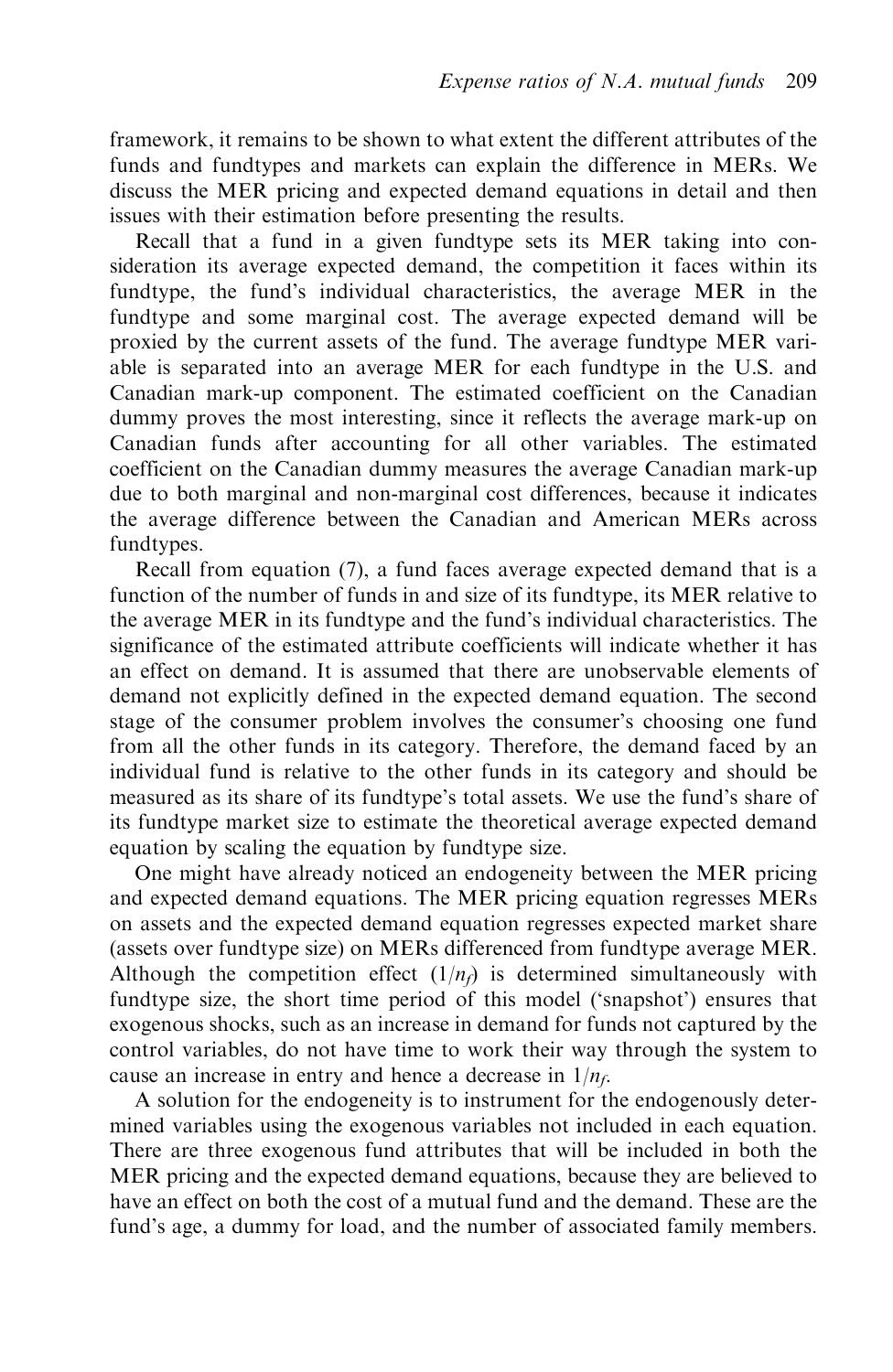framework, it remains to be shown to what extent the different attributes of the funds and fundtypes and markets can explain the difference in MERs. We discuss the MER pricing and expected demand equations in detail and then issues with their estimation before presenting the results.

Recall that a fund in a given fundtype sets its MER taking into consideration its average expected demand, the competition it faces within its fundtype, the fund's individual characteristics, the average MER in the fundtype and some marginal cost. The average expected demand will be proxied by the current assets of the fund. The average fundtype MER variable is separated into an average MER for each fundtype in the U.S. and Canadian mark-up component. The estimated coefficient on the Canadian dummy proves the most interesting, since it reflects the average mark-up on Canadian funds after accounting for all other variables. The estimated coefficient on the Canadian dummy measures the average Canadian mark-up due to both marginal and non-marginal cost differences, because it indicates the average difference between the Canadian and American MERs across fundtypes.

Recall from equation (7), a fund faces average expected demand that is a function of the number of funds in and size of its fundtype, its MER relative to the average MER in its fundtype and the fund's individual characteristics. The significance of the estimated attribute coefficients will indicate whether it has an effect on demand. It is assumed that there are unobservable elements of demand not explicitly defined in the expected demand equation. The second stage of the consumer problem involves the consumer's choosing one fund from all the other funds in its category. Therefore, the demand faced by an individual fund is relative to the other funds in its category and should be measured as its share of its fundtype's total assets. We use the fund's share of its fundtype market size to estimate the theoretical average expected demand equation by scaling the equation by fundtype size.

One might have already noticed an endogeneity between the MER pricing and expected demand equations. The MER pricing equation regresses MERs on assets and the expected demand equation regresses expected market share (assets over fundtype size) on MERs differenced from fundtype average MER. Although the competition effect ($1/n_f$) is determined simultaneously with fundtype size, the short time period of this model ('snapshot') ensures that exogenous shocks, such as an increase in demand for funds not captured by the control variables, do not have time to work their way through the system to cause an increase in entry and hence a decrease in $1/n_f$.

A solution for the endogeneity is to instrument for the endogenously determined variables using the exogenous variables not included in each equation. There are three exogenous fund attributes that will be included in both the MER pricing and the expected demand equations, because they are believed to have an effect on both the cost of a mutual fund and the demand. These are the fund's age, a dummy for load, and the number of associated family members.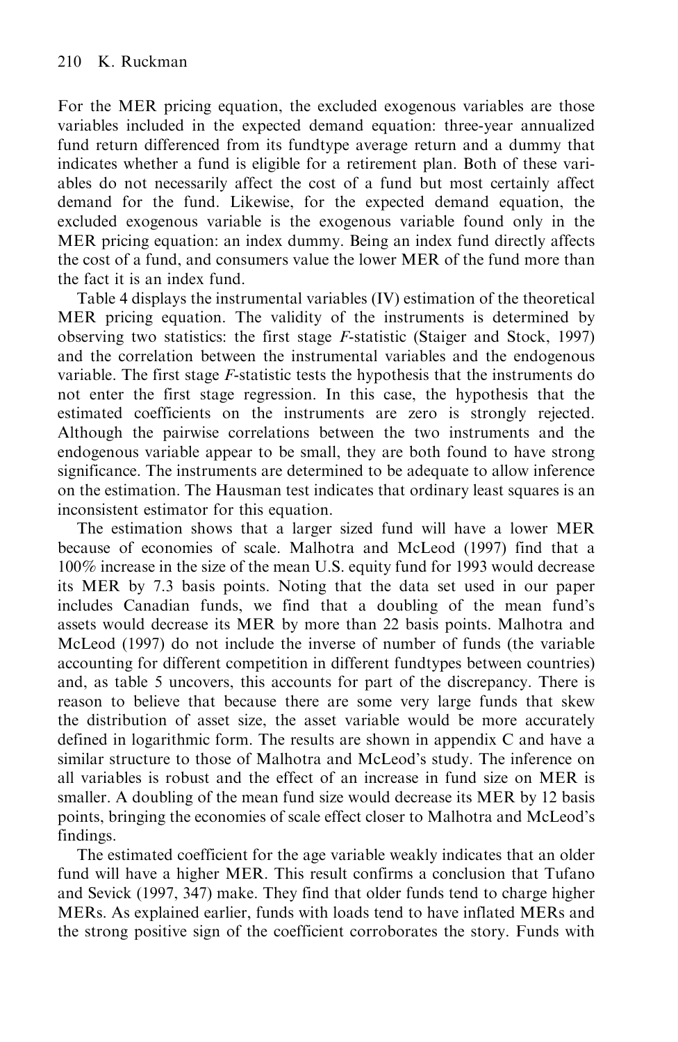For the MER pricing equation, the excluded exogenous variables are those variables included in the expected demand equation: three-year annualized fund return differenced from its fundtype average return and a dummy that indicates whether a fund is eligible for a retirement plan. Both of these variables do not necessarily affect the cost of a fund but most certainly affect demand for the fund. Likewise, for the expected demand equation, the excluded exogenous variable is the exogenous variable found only in the MER pricing equation: an index dummy. Being an index fund directly affects the cost of a fund, and consumers value the lower MER of the fund more than the fact it is an index fund.

Table 4 displays the instrumental variables (IV) estimation of the theoretical MER pricing equation. The validity of the instruments is determined by observing two statistics: the first stage *F*-statistic (Staiger and Stock, 1997) and the correlation between the instrumental variables and the endogenous variable. The first stage *F*-statistic tests the hypothesis that the instruments do not enter the first stage regression. In this case, the hypothesis that the estimated coefficients on the instruments are zero is strongly rejected. Although the pairwise correlations between the two instruments and the endogenous variable appear to be small, they are both found to have strong significance. The instruments are determined to be adequate to allow inference on the estimation. The Hausman test indicates that ordinary least squares is an inconsistent estimator for this equation.

The estimation shows that a larger sized fund will have a lower MER because of economies of scale. Malhotra and McLeod (1997) find that a 100% increase in the size of the mean U.S. equity fund for 1993 would decrease its MER by 7.3 basis points. Noting that the data set used in our paper includes Canadian funds, we find that a doubling of the mean fund's assets would decrease its MER by more than 22 basis points. Malhotra and McLeod (1997) do not include the inverse of number of funds (the variable accounting for different competition in different fundtypes between countries) and, as table 5 uncovers, this accounts for part of the discrepancy. There is reason to believe that because there are some very large funds that skew the distribution of asset size, the asset variable would be more accurately defined in logarithmic form. The results are shown in appendix C and have a similar structure to those of Malhotra and McLeod's study. The inference on all variables is robust and the effect of an increase in fund size on MER is smaller. A doubling of the mean fund size would decrease its MER by 12 basis points, bringing the economies of scale effect closer to Malhotra and McLeod's findings.

The estimated coefficient for the age variable weakly indicates that an older fund will have a higher MER. This result confirms a conclusion that Tufano and Sevick (1997, 347) make. They find that older funds tend to charge higher MERs. As explained earlier, funds with loads tend to have inflated MERs and the strong positive sign of the coefficient corroborates the story. Funds with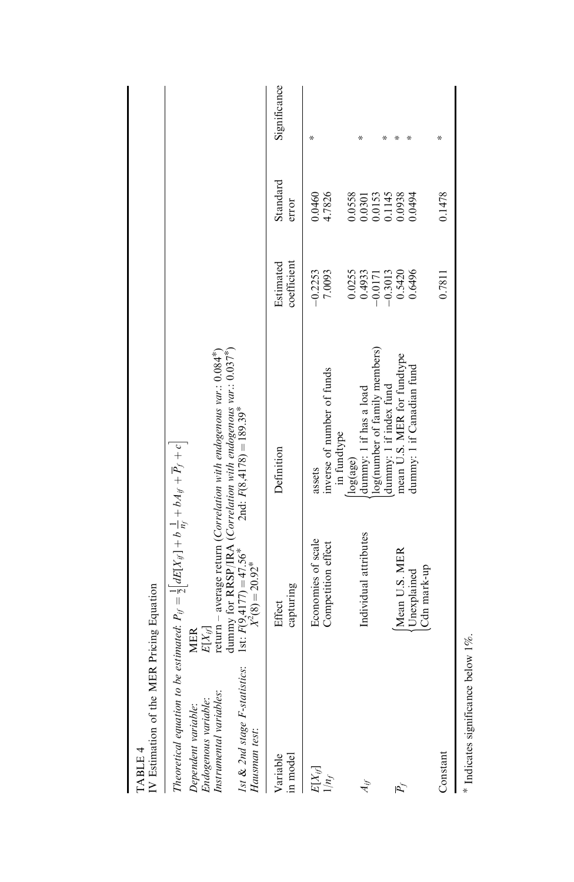TABLE 4
IV Estimation of the MER Pricing Equation

*Theoretical equation to be estimated:* $P_{if} = \frac{1}{2}\left[dE[X_{if}] + b\frac{1}{n_f} + bA_{if} + \overline{P}_f + c\right]$

*Dependent variable:* MER
*Endogenous variable:* $E[X_{if}]$
*Instrumental variables:* return – average return (*Correlation with endogenous var.*: 0.084*)
dummy for RRSP/IRA (*Correlation with endogenous var.*: 0.037*)
*1st & 2nd stage F-statistics:* 1st: $F(9{,}4177) = 47.56^{*}$ 2nd: $F(8{,}4178) = 189.39^{*}$
*Hausman test:* $X^2(8) = 20.92^{*}$

| Variable in model | Effect capturing | Definition | Estimated coefficient | Standard error | Significance |
|---|---|---|---|---|---|
| $E[X_{if}]$ | Economies of scale | assets | −0.2253 | 0.0460 | * |
| $1/n_f$ | Competition effect | inverse of number of funds in fundtype | 7.0093 | 4.7826 | |
| $A_{if}$ | Individual attributes | log(age) | 0.0255 | 0.0558 | |
| | | dummy: 1 if has a load | 0.4933 | 0.0301 | * |
| | | log(number of family members) | −0.0171 | 0.0153 | |
| | | dummy: 1 if index fund | −0.3013 | 0.1145 | * |
| $\overline{P}_f$ | Mean U.S. MER | mean U.S. MER for fundtype | 0.5420 | 0.0938 | * |
| | Unexplained Cdn mark-up | dummy: 1 if Canadian fund | 0.6496 | 0.0494 | * |
| Constant | | | 0.7811 | 0.1478 | * |

\* Indicates significance below 1%.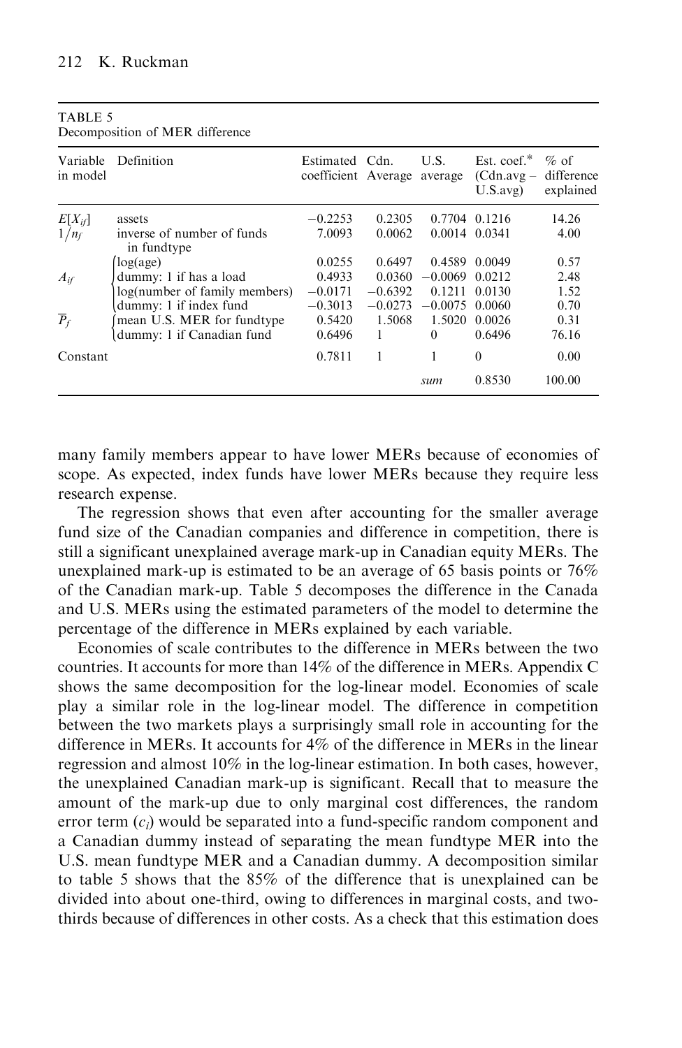TABLE 5
Decomposition of MER difference

| Variable in model | Definition | Estimated coefficient | Cdn. Average | U.S. average | Est. coef.* (Cdn.avg − U.S.avg) | % of difference explained |
|---|---|---|---|---|---|---|
| $E[X_{if}]$ | assets | −0.2253 | 0.2305 | 0.7704 | 0.1216 | 14.26 |
| $1/n_f$ | inverse of number of funds in fundtype | 7.0093 | 0.0062 | 0.0014 | 0.0341 | 4.00 |
| $A_{if}$ | log(age) | 0.0255 | 0.6497 | 0.4589 | 0.0049 | 0.57 |
| | dummy: 1 if has a load | 0.4933 | 0.0360 | −0.0069 | 0.0212 | 2.48 |
| | log(number of family members) | −0.0171 | −0.6392 | 0.1211 | 0.0130 | 1.52 |
| | dummy: 1 if index fund | −0.3013 | −0.0273 | −0.0075 | 0.0060 | 0.70 |
| $\overline{P}_f$ | mean U.S. MER for fundtype | 0.5420 | 1.5068 | 1.5020 | 0.0026 | 0.31 |
| | dummy: 1 if Canadian fund | 0.6496 | 1 | 0 | 0.6496 | 76.16 |
| Constant | | 0.7811 | 1 | 1 | 0 | 0.00 |
| | | | | *sum* | 0.8530 | 100.00 |

many family members appear to have lower MERs because of economies of scope. As expected, index funds have lower MERs because they require less research expense.

The regression shows that even after accounting for the smaller average fund size of the Canadian companies and difference in competition, there is still a significant unexplained average mark-up in Canadian equity MERs. The unexplained mark-up is estimated to be an average of 65 basis points or 76% of the Canadian mark-up. Table 5 decomposes the difference in the Canada and U.S. MERs using the estimated parameters of the model to determine the percentage of the difference in MERs explained by each variable.

Economies of scale contributes to the difference in MERs between the two countries. It accounts for more than 14% of the difference in MERs. Appendix C shows the same decomposition for the log-linear model. Economies of scale play a similar role in the log-linear model. The difference in competition between the two markets plays a surprisingly small role in accounting for the difference in MERs. It accounts for 4% of the difference in MERs in the linear regression and almost 10% in the log-linear estimation. In both cases, however, the unexplained Canadian mark-up is significant. Recall that to measure the amount of the mark-up due to only marginal cost differences, the random error term ($c_i$) would be separated into a fund-specific random component and a Canadian dummy instead of separating the mean fundtype MER into the U.S. mean fundtype MER and a Canadian dummy. A decomposition similar to table 5 shows that the 85% of the difference that is unexplained can be divided into about one-third, owing to differences in marginal costs, and two-thirds because of differences in other costs. As a check that this estimation does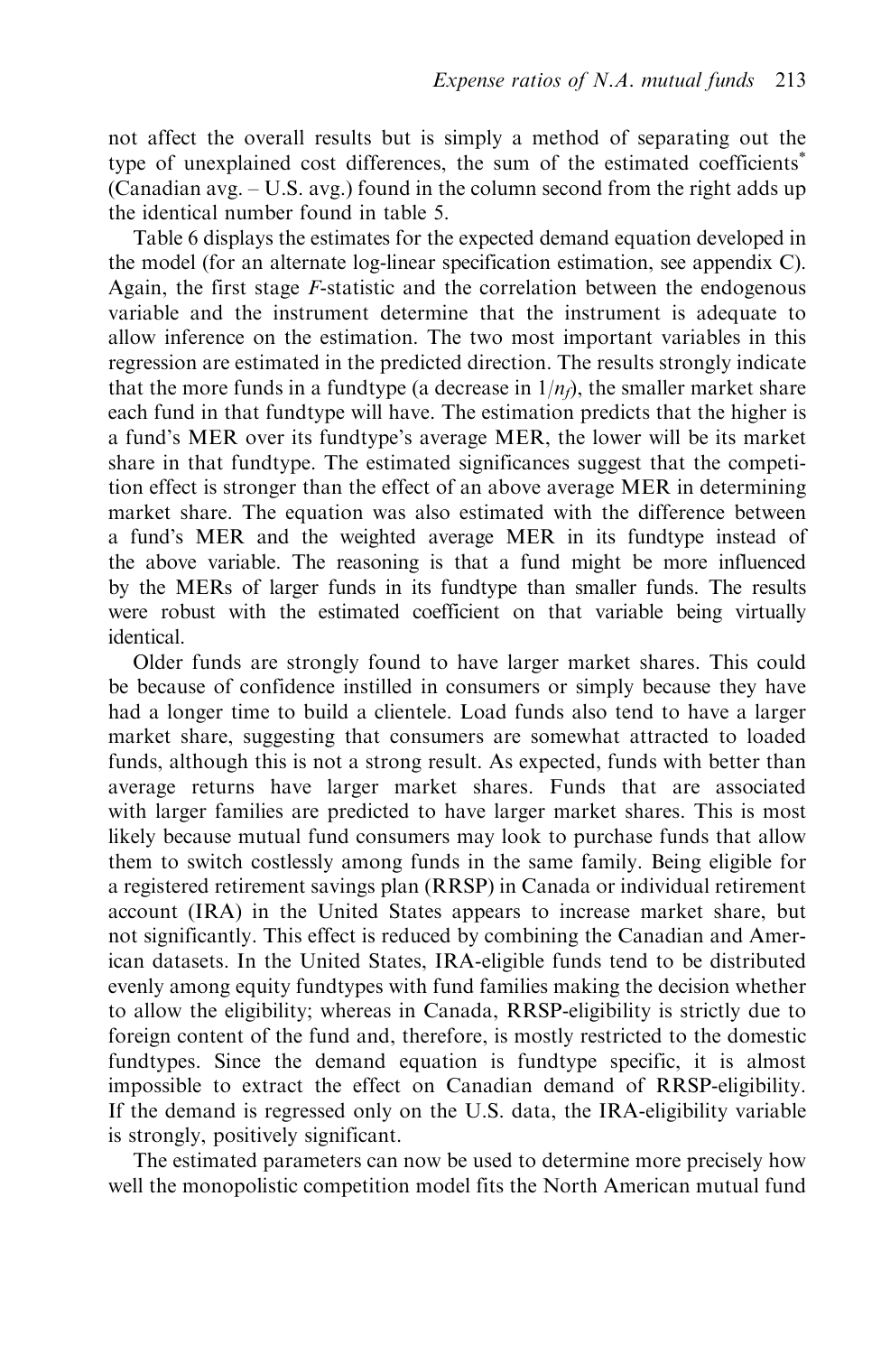not affect the overall results but is simply a method of separating out the type of unexplained cost differences, the sum of the estimated coefficients* (Canadian avg. – U.S. avg.) found in the column second from the right adds up the identical number found in table 5.

Table 6 displays the estimates for the expected demand equation developed in the model (for an alternate log-linear specification estimation, see appendix C). Again, the first stage *F*-statistic and the correlation between the endogenous variable and the instrument determine that the instrument is adequate to allow inference on the estimation. The two most important variables in this regression are estimated in the predicted direction. The results strongly indicate that the more funds in a fundtype (a decrease in $1/n_f$), the smaller market share each fund in that fundtype will have. The estimation predicts that the higher is a fund's MER over its fundtype's average MER, the lower will be its market share in that fundtype. The estimated significances suggest that the competition effect is stronger than the effect of an above average MER in determining market share. The equation was also estimated with the difference between a fund's MER and the weighted average MER in its fundtype instead of the above variable. The reasoning is that a fund might be more influenced by the MERs of larger funds in its fundtype than smaller funds. The results were robust with the estimated coefficient on that variable being virtually identical.

Older funds are strongly found to have larger market shares. This could be because of confidence instilled in consumers or simply because they have had a longer time to build a clientele. Load funds also tend to have a larger market share, suggesting that consumers are somewhat attracted to loaded funds, although this is not a strong result. As expected, funds with better than average returns have larger market shares. Funds that are associated with larger families are predicted to have larger market shares. This is most likely because mutual fund consumers may look to purchase funds that allow them to switch costlessly among funds in the same family. Being eligible for a registered retirement savings plan (RRSP) in Canada or individual retirement account (IRA) in the United States appears to increase market share, but not significantly. This effect is reduced by combining the Canadian and American datasets. In the United States, IRA-eligible funds tend to be distributed evenly among equity fundtypes with fund families making the decision whether to allow the eligibility; whereas in Canada, RRSP-eligibility is strictly due to foreign content of the fund and, therefore, is mostly restricted to the domestic fundtypes. Since the demand equation is fundtype specific, it is almost impossible to extract the effect on Canadian demand of RRSP-eligibility. If the demand is regressed only on the U.S. data, the IRA-eligibility variable is strongly, positively significant.

The estimated parameters can now be used to determine more precisely how well the monopolistic competition model fits the North American mutual fund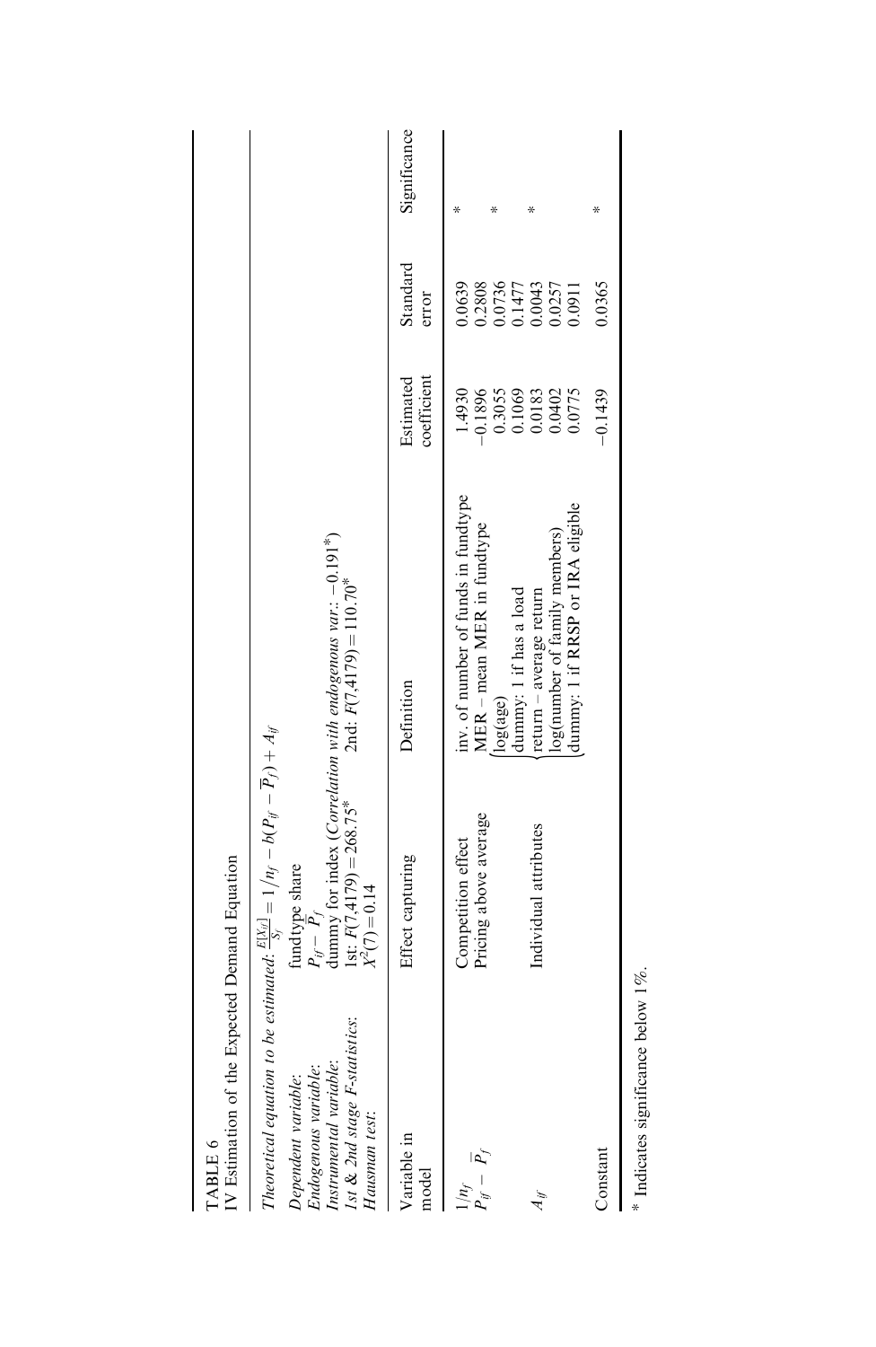TABLE 6

IV Estimation of the Expected Demand Equation

*Theoretical equation to be estimated*: $\frac{E[X_{if}]}{S_f} = 1/n_f - b(P_{if} - \overline{P}_f) + A_{if}$

| | | |
|---|---|---|
| *Dependent variable*: | fundtype share | |
| *Endogenous variable*: | $P_{if} - \overline{P}_f$ | |
| *Instrumental variable*: | dummy for index (*Correlation with endogenous var.*: −0.191*) | |
| *1st & 2nd stage F-statistics*: | 1st: $F(7,4179) = 268.75$* | 2nd: $F(7,4179) = 110.70$* |
| *Hausman test*: | $X^2(7) = 0.14$ | |

| Variable in model | Effect capturing | Definition | Estimated coefficient | Standard error | Significance |
|---|---|---|---|---|---|
| $1/n_f$ | Competition effect | inv. of number of funds in fundtype | 1.4930 | 0.0639 | * |
| $P_{if} - \overline{P}_f$ | Pricing above average | MER – mean MER in fundtype | −0.1896 | 0.2808 | |
| $A_{if}$ | Individual attributes | log(age) | 0.3055 | 0.0736 | * |
| | | dummy: 1 if has a load | 0.1069 | 0.1477 | |
| | | return – average return | 0.0183 | 0.0043 | * |
| | | log(number of family members) | 0.0402 | 0.0257 | |
| | | dummy: 1 if RRSP or IRA eligible | 0.0775 | 0.0911 | |
| Constant | | | −0.1439 | 0.0365 | * |

\* Indicates significance below 1%.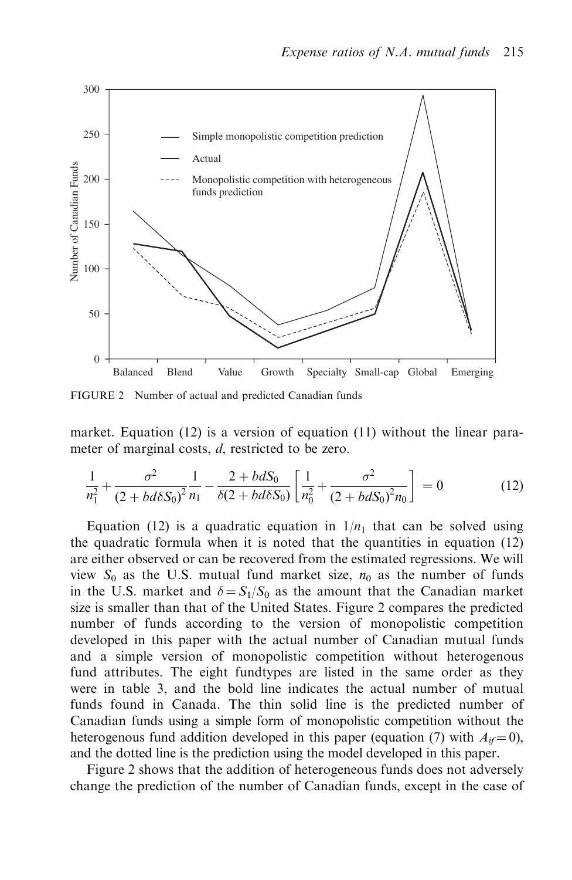FIGURE 2 Number of actual and predicted Canadian funds

market. Equation (12) is a version of equation (11) without the linear parameter of marginal costs, $d$, restricted to be zero.

$$\frac{1}{n_1^2} + \frac{\sigma^2}{(2 + bd\delta S_0)^2} \frac{1}{n_1} - \frac{2 + bdS_0}{\delta(2 + bd\delta S_0)} \left[ \frac{1}{n_0^2} + \frac{\sigma^2}{(2 + bdS_0)^2 n_0} \right] = 0 \qquad (12)$$

Equation (12) is a quadratic equation in $1/n_1$ that can be solved using the quadratic formula when it is noted that the quantities in equation (12) are either observed or can be recovered from the estimated regressions. We will view $S_0$ as the U.S. mutual fund market size, $n_0$ as the number of funds in the U.S. market and $\delta = S_1/S_0$ as the amount that the Canadian market size is smaller than that of the United States. Figure 2 compares the predicted number of funds according to the version of monopolistic competition developed in this paper with the actual number of Canadian mutual funds and a simple version of monopolistic competition without heterogenous fund attributes. The eight fundtypes are listed in the same order as they were in table 3, and the bold line indicates the actual number of mutual funds found in Canada. The thin solid line is the predicted number of Canadian funds using a simple form of monopolistic competition without the heterogenous fund addition developed in this paper (equation (7) with $A_{if} = 0$), and the dotted line is the prediction using the model developed in this paper.

Figure 2 shows that the addition of heterogeneous funds does not adversely change the prediction of the number of Canadian funds, except in the case of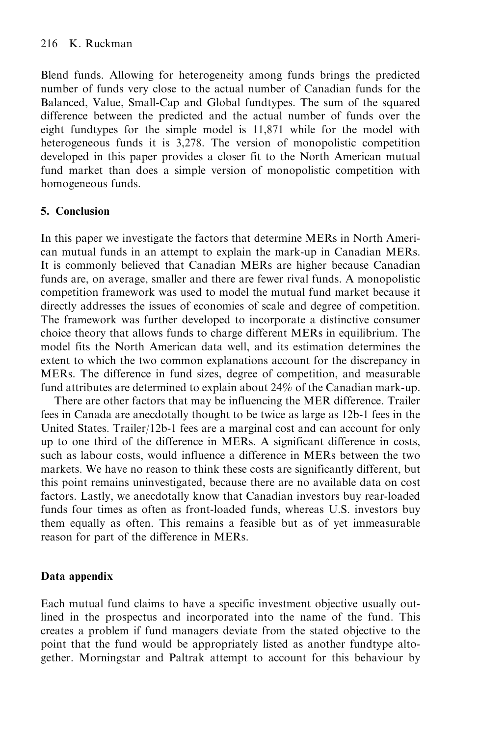Blend funds. Allowing for heterogeneity among funds brings the predicted number of funds very close to the actual number of Canadian funds for the Balanced, Value, Small-Cap and Global fundtypes. The sum of the squared difference between the predicted and the actual number of funds over the eight fundtypes for the simple model is 11,871 while for the model with heterogeneous funds it is 3,278. The version of monopolistic competition developed in this paper provides a closer fit to the North American mutual fund market than does a simple version of monopolistic competition with homogeneous funds.

## 5. Conclusion

In this paper we investigate the factors that determine MERs in North American mutual funds in an attempt to explain the mark-up in Canadian MERs. It is commonly believed that Canadian MERs are higher because Canadian funds are, on average, smaller and there are fewer rival funds. A monopolistic competition framework was used to model the mutual fund market because it directly addresses the issues of economies of scale and degree of competition. The framework was further developed to incorporate a distinctive consumer choice theory that allows funds to charge different MERs in equilibrium. The model fits the North American data well, and its estimation determines the extent to which the two common explanations account for the discrepancy in MERs. The difference in fund sizes, degree of competition, and measurable fund attributes are determined to explain about 24% of the Canadian mark-up.

There are other factors that may be influencing the MER difference. Trailer fees in Canada are anecdotally thought to be twice as large as 12b-1 fees in the United States. Trailer/12b-1 fees are a marginal cost and can account for only up to one third of the difference in MERs. A significant difference in costs, such as labour costs, would influence a difference in MERs between the two markets. We have no reason to think these costs are significantly different, but this point remains uninvestigated, because there are no available data on cost factors. Lastly, we anecdotally know that Canadian investors buy rear-loaded funds four times as often as front-loaded funds, whereas U.S. investors buy them equally as often. This remains a feasible but as of yet immeasurable reason for part of the difference in MERs.

## Data appendix

Each mutual fund claims to have a specific investment objective usually outlined in the prospectus and incorporated into the name of the fund. This creates a problem if fund managers deviate from the stated objective to the point that the fund would be appropriately listed as another fundtype altogether. Morningstar and Paltrak attempt to account for this behaviour by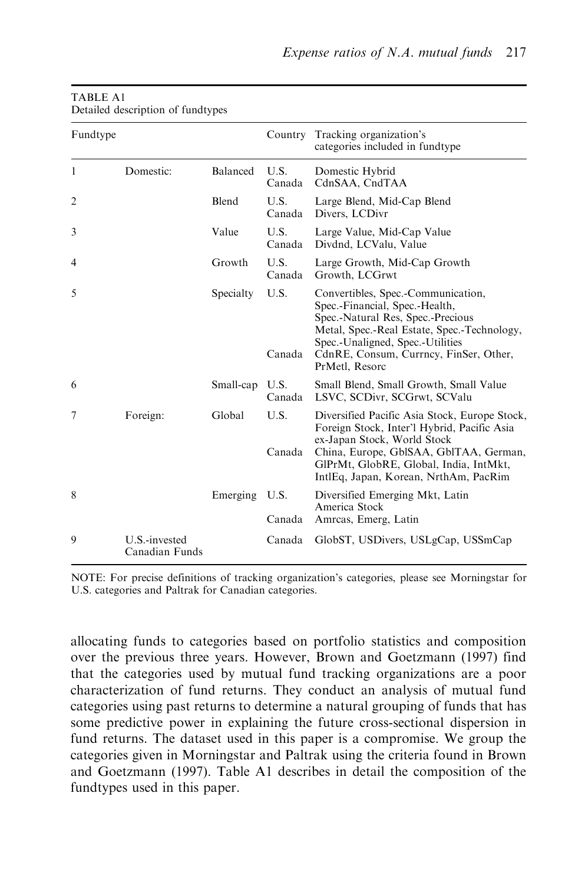TABLE A1
Detailed description of fundtypes

| Fundtype | | | Country | Tracking organization's categories included in fundtype |
|---|---|---|---|---|
| 1 | Domestic: | Balanced | U.S. | Domestic Hybrid |
| | | | Canada | CdnSAA, CndTAA |
| 2 | | Blend | U.S. | Large Blend, Mid-Cap Blend |
| | | | Canada | Divers, LCDivr |
| 3 | | Value | U.S. | Large Value, Mid-Cap Value |
| | | | Canada | Divdnd, LCValu, Value |
| 4 | | Growth | U.S. | Large Growth, Mid-Cap Growth |
| | | | Canada | Growth, LCGrwt |
| 5 | | Specialty | U.S. | Convertibles, Spec.-Communication, Spec.-Financial, Spec.-Health, Spec.-Natural Res, Spec.-Precious Metal, Spec.-Real Estate, Spec.-Technology, Spec.-Unaligned, Spec.-Utilities |
| | | | Canada | CdnRE, Consum, Currncy, FinSer, Other, PrMetl, Resorc |
| 6 | | Small-cap | U.S. | Small Blend, Small Growth, Small Value |
| | | | Canada | LSVC, SCDivr, SCGrwt, SCValu |
| 7 | Foreign: | Global | U.S. | Diversified Pacific Asia Stock, Europe Stock, Foreign Stock, Inter'l Hybrid, Pacific Asia ex-Japan Stock, World Stock |
| | | | Canada | China, Europe, GblSAA, GblTAA, German, GlPrMt, GlobRE, Global, India, IntMkt, IntlEq, Japan, Korean, NrthAm, PacRim |
| 8 | | Emerging | U.S. | Diversified Emerging Mkt, Latin America Stock |
| | | | Canada | Amrcas, Emerg, Latin |
| 9 | U.S.-invested Canadian Funds | | Canada | GlobST, USDivers, USLgCap, USSmCap |

NOTE: For precise definitions of tracking organization's categories, please see Morningstar for U.S. categories and Paltrak for Canadian categories.

allocating funds to categories based on portfolio statistics and composition over the previous three years. However, Brown and Goetzmann (1997) find that the categories used by mutual fund tracking organizations are a poor characterization of fund returns. They conduct an analysis of mutual fund categories using past returns to determine a natural grouping of funds that has some predictive power in explaining the future cross-sectional dispersion in fund returns. The dataset used in this paper is a compromise. We group the categories given in Morningstar and Paltrak using the criteria found in Brown and Goetzmann (1997). Table A1 describes in detail the composition of the fundtypes used in this paper.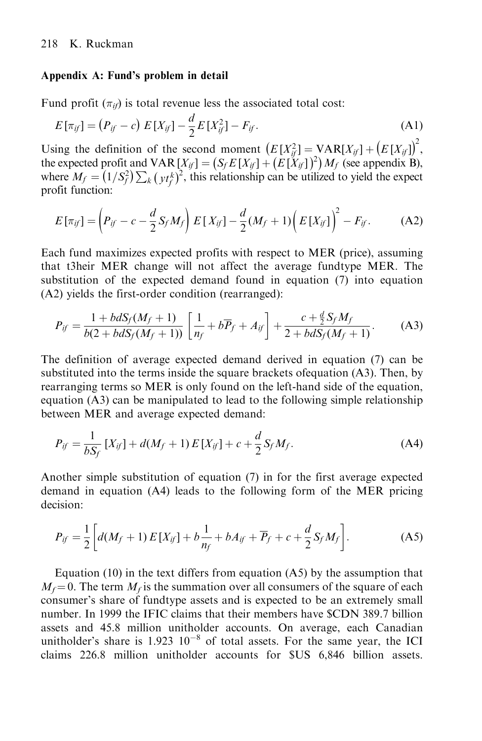### Appendix A: Fund's problem in detail

Fund profit ($\pi_{if}$) is total revenue less the associated total cost:

$$E[\pi_{if}] = (P_{if} - c)\, E[X_{if}] - \frac{d}{2} E[X_{if}^2] - F_{if}. \tag{A1}$$

Using the definition of the second moment $\left(E[X_{if}^2] = \text{VAR}[X_{if}] + \left(E[X_{if}]\right)^2\right.$, the expected profit and $\text{VAR}[X_{if}] = \left(S_f E[X_{if}] + \left(E[X_{if}]\right)^2\right) M_f$ (see appendix B), where $M_f = \left(1/S_f^2\right) \sum_k \left(yt_f^k\right)^2$, this relationship can be utilized to yield the expect profit function:

$$E[\pi_{if}] = \left(P_{if} - c - \frac{d}{2} S_f M_f\right) E[X_{if}] - \frac{d}{2}(M_f + 1)\Big(E[X_{if}]\Big)^2 - F_{if}. \tag{A2}$$

Each fund maximizes expected profits with respect to MER (price), assuming that t3heir MER change will not affect the average fundtype MER. The substitution of the expected demand found in equation (7) into equation (A2) yields the first-order condition (rearranged):

$$P_{if} = \frac{1 + bdS_f(M_f + 1)}{b(2 + bdS_f(M_f + 1))} \left[\frac{1}{n_f} + b\overline{P}_f + A_{if}\right] + \frac{c + \frac{d}{2} S_f M_f}{2 + bdS_f(M_f + 1)}. \tag{A3}$$

The definition of average expected demand derived in equation (7) can be substituted into the terms inside the square brackets ofequation (A3). Then, by rearranging terms so MER is only found on the left-hand side of the equation, equation (A3) can be manipulated to lead to the following simple relationship between MER and average expected demand:

$$P_{if} = \frac{1}{bS_f} [X_{if}] + d(M_f + 1)\, E[X_{if}] + c + \frac{d}{2} S_f M_f. \tag{A4}$$

Another simple substitution of equation (7) in for the first average expected demand in equation (A4) leads to the following form of the MER pricing decision:

$$P_{if} = \frac{1}{2}\left[d(M_f + 1)\, E[X_{if}] + b\frac{1}{n_f} + bA_{if} + \overline{P}_f + c + \frac{d}{2} S_f M_f\right]. \tag{A5}$$

Equation (10) in the text differs from equation (A5) by the assumption that $M_f = 0$. The term $M_f$ is the summation over all consumers of the square of each consumer's share of fundtype assets and is expected to be an extremely small number. In 1999 the IFIC claims that their members have \$CDN 389.7 billion assets and 45.8 million unitholder accounts. On average, each Canadian unitholder's share is $1.923\ 10^{-8}$ of total assets. For the same year, the ICI claims 226.8 million unitholder accounts for \$US 6,846 billion assets.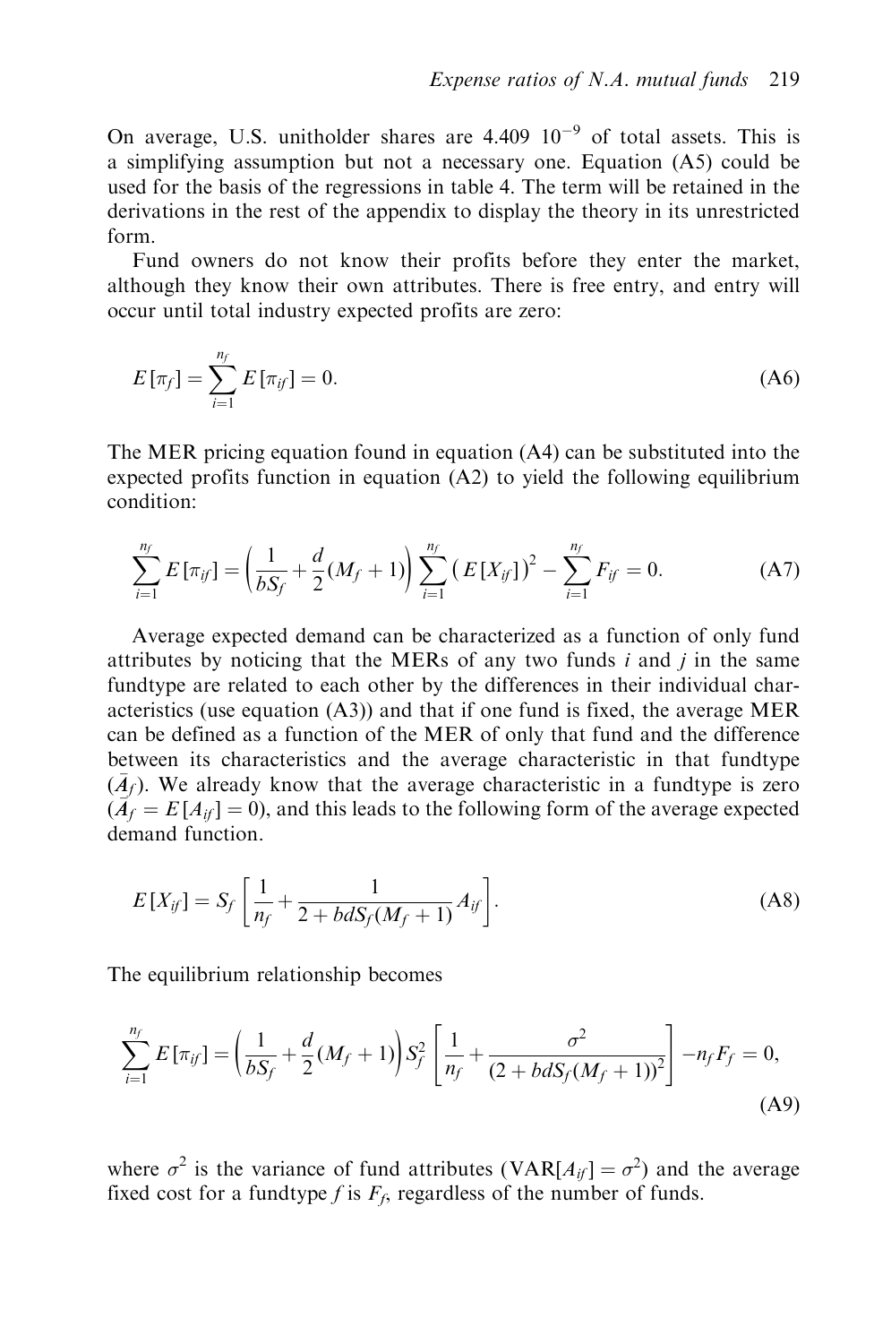On average, U.S. unitholder shares are 4.409 $10^{-9}$ of total assets. This is a simplifying assumption but not a necessary one. Equation (A5) could be used for the basis of the regressions in table 4. The term will be retained in the derivations in the rest of the appendix to display the theory in its unrestricted form.

Fund owners do not know their profits before they enter the market, although they know their own attributes. There is free entry, and entry will occur until total industry expected profits are zero:

$$E[\pi_f] = \sum_{i=1}^{n_f} E[\pi_{if}] = 0. \tag{A6}$$

The MER pricing equation found in equation (A4) can be substituted into the expected profits function in equation (A2) to yield the following equilibrium condition:

$$\sum_{i=1}^{n_f} E[\pi_{if}] = \left(\frac{1}{bS_f} + \frac{d}{2}(M_f + 1)\right) \sum_{i=1}^{n_f} \left(E[X_{if}]\right)^2 - \sum_{i=1}^{n_f} F_{if} = 0. \tag{A7}$$

Average expected demand can be characterized as a function of only fund attributes by noticing that the MERs of any two funds $i$ and $j$ in the same fundtype are related to each other by the differences in their individual characteristics (use equation (A3)) and that if one fund is fixed, the average MER can be defined as a function of the MER of only that fund and the difference between its characteristics and the average characteristic in that fundtype ($\bar{A}_f$). We already know that the average characteristic in a fundtype is zero ($\bar{A}_f = E[A_{if}] = 0$), and this leads to the following form of the average expected demand function.

$$E[X_{if}] = S_f \left[\frac{1}{n_f} + \frac{1}{2 + bdS_f(M_f + 1)} A_{if}\right]. \tag{A8}$$

The equilibrium relationship becomes

$$\sum_{i=1}^{n_f} E[\pi_{if}] = \left(\frac{1}{bS_f} + \frac{d}{2}(M_f + 1)\right) S_f^2 \left[\frac{1}{n_f} + \frac{\sigma^2}{(2 + bdS_f(M_f + 1))^2}\right] - n_f F_f = 0, \tag{A9}$$

where $\sigma^2$ is the variance of fund attributes ($\text{VAR}[A_{if}] = \sigma^2$) and the average fixed cost for a fundtype $f$ is $F_f$, regardless of the number of funds.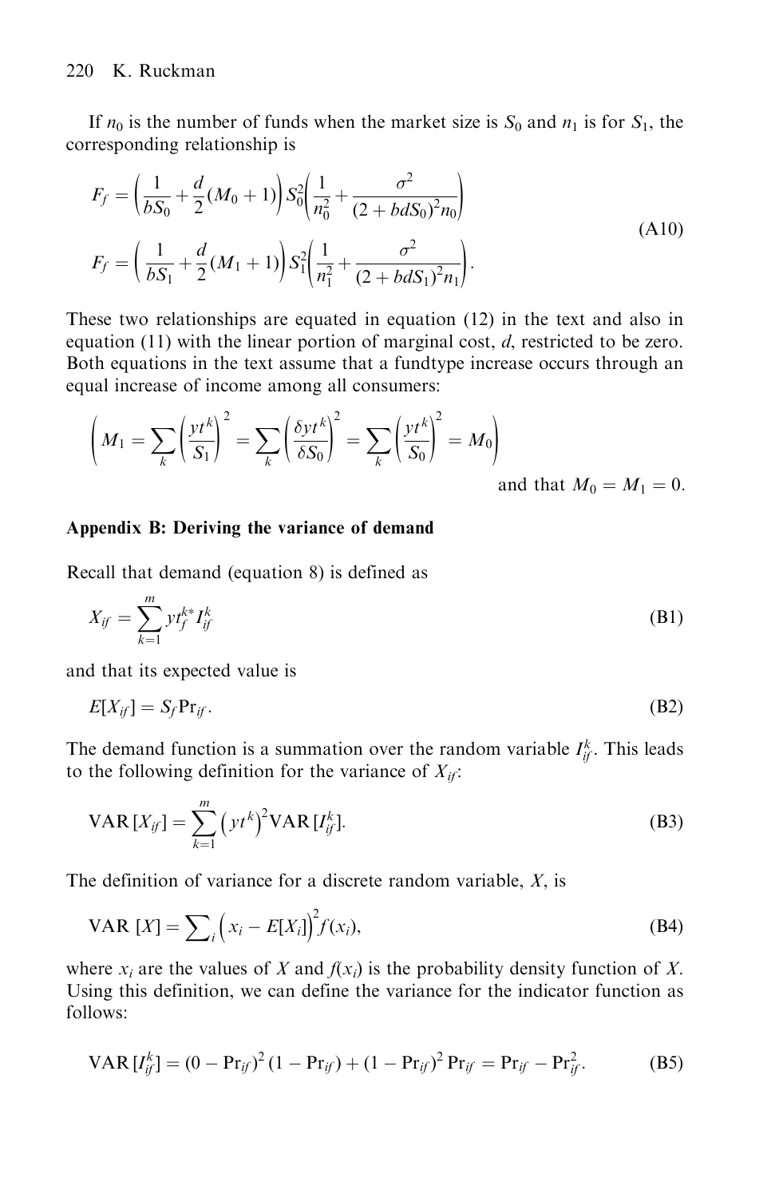If $n_0$ is the number of funds when the market size is $S_0$ and $n_1$ is for $S_1$, the corresponding relationship is

$$
\begin{aligned}
F_f &= \left(\frac{1}{bS_0} + \frac{d}{2}(M_0 + 1)\right) S_0^2 \left(\frac{1}{n_0^2} + \frac{\sigma^2}{(2 + bdS_0)^2 n_0}\right) \\
F_f &= \left(\frac{1}{bS_1} + \frac{d}{2}(M_1 + 1)\right) S_1^2 \left(\frac{1}{n_1^2} + \frac{\sigma^2}{(2 + bdS_1)^2 n_1}\right).
\end{aligned}
\tag{A10}
$$

These two relationships are equated in equation (12) in the text and also in equation (11) with the linear portion of marginal cost, $d$, restricted to be zero. Both equations in the text assume that a fundtype increase occurs through an equal increase of income among all consumers:

$$
\left( M_1 = \sum_k \left(\frac{yt^k}{S_1}\right)^2 = \sum_k \left(\frac{\delta yt^k}{\delta S_0}\right)^2 = \sum_k \left(\frac{yt^k}{S_0}\right)^2 = M_0 \right)
$$

and that $M_0 = M_1 = 0$.

## Appendix B: Deriving the variance of demand

Recall that demand (equation 8) is defined as

$$
X_{if} = \sum_{k=1}^{m} yt_f^{k*} I_{if}^k \tag{B1}
$$

and that its expected value is

$$
E[X_{if}] = S_f \Pr_{if}. \tag{B2}
$$

The demand function is a summation over the random variable $I_{if}^k$. This leads to the following definition for the variance of $X_{if}$:

$$
\mathrm{VAR}\,[X_{if}] = \sum_{k=1}^{m} \left(yt^k\right)^2 \mathrm{VAR}\,[I_{if}^k]. \tag{B3}
$$

The definition of variance for a discrete random variable, $X$, is

$$
\mathrm{VAR}\;[X] = \sum\nolimits_i \left(x_i - E[X_i]\right)^2 f(x_i), \tag{B4}
$$

where $x_i$ are the values of $X$ and $f(x_i)$ is the probability density function of $X$. Using this definition, we can define the variance for the indicator function as follows:

$$
\mathrm{VAR}\,[I_{if}^k] = (0 - \Pr_{if})^2 (1 - \Pr_{if}) + (1 - \Pr_{if})^2 \Pr_{if} = \Pr_{if} - \Pr_{if}^2. \tag{B5}
$$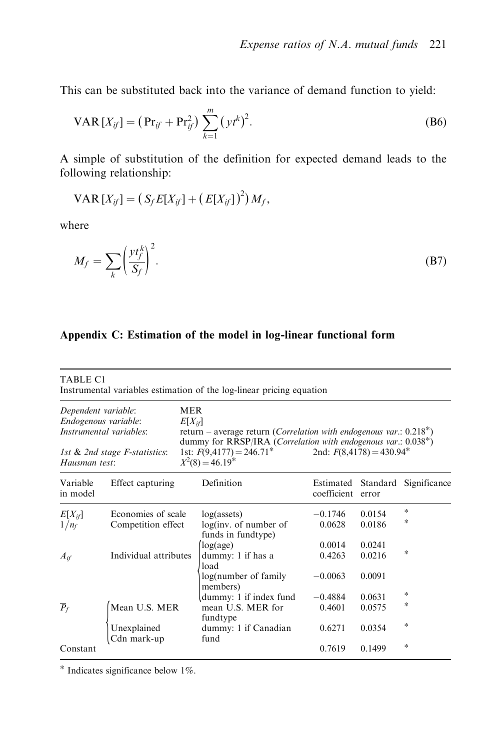This can be substituted back into the variance of demand function to yield:

$$\mathrm{VAR}\left[X_{if}\right]=\left(\mathrm{Pr}_{if}+\mathrm{Pr}_{if}^{2}\right)\sum_{k=1}^{m}\left(yt^{k}\right)^{2}. \tag{B6}$$

A simple of substitution of the definition for expected demand leads to the following relationship:

$$\mathrm{VAR}\left[X_{if}\right]=\left(S_{f}E[X_{if}]+\left(E[X_{if}]\right)^{2}\right)M_{f},$$

where

$$M_{f}=\sum_{k}\left(\frac{yt_{f}^{k}}{S_{f}}\right)^{2}. \tag{B7}$$

## Appendix C: Estimation of the model in log-linear functional form

TABLE C1
Instrumental variables estimation of the log-linear pricing equation

| | |
|---|---|
| *Dependent variable*: | MER |
| *Endogenous variable*: | $E[X_{if}]$ |
| *Instrumental variables*: | return – average return (*Correlation with endogenous var.*: 0.218*) |
| | dummy for RRSP/IRA (*Correlation with endogenous var.*: 0.038*) |
| *1st & 2nd stage F-statistics*: | 1st: $F(9,4177)=246.71^{*}$ 2nd: $F(8,4178)=430.94^{*}$ |
| *Hausman test*: | $X^{2}(8)=46.19^{*}$ |

| Variable in model | Effect capturing | Definition | Estimated coefficient | Standard error | Significance |
|---|---|---|---|---|---|
| $E[X_{if}]$ | Economies of scale | log(assets) | −0.1746 | 0.0154 | * |
| $1/n_f$ | Competition effect | log(inv. of number of funds in fundtype) | 0.0628 | 0.0186 | * |
| $A_{if}$ | Individual attributes | log(age) | 0.0014 | 0.0241 | |
| | | dummy: 1 if has a load | 0.4263 | 0.0216 | * |
| | | log(number of family members) | −0.0063 | 0.0091 | |
| | | dummy: 1 if index fund | −0.4884 | 0.0631 | * |
| $\overline{P}_f$ | Mean U.S. MER | mean U.S. MER for fundtype | 0.4601 | 0.0575 | * |
| | Unexplained Cdn mark-up | dummy: 1 if Canadian fund | 0.6271 | 0.0354 | * |
| Constant | | | 0.7619 | 0.1499 | * |

* Indicates significance below 1%.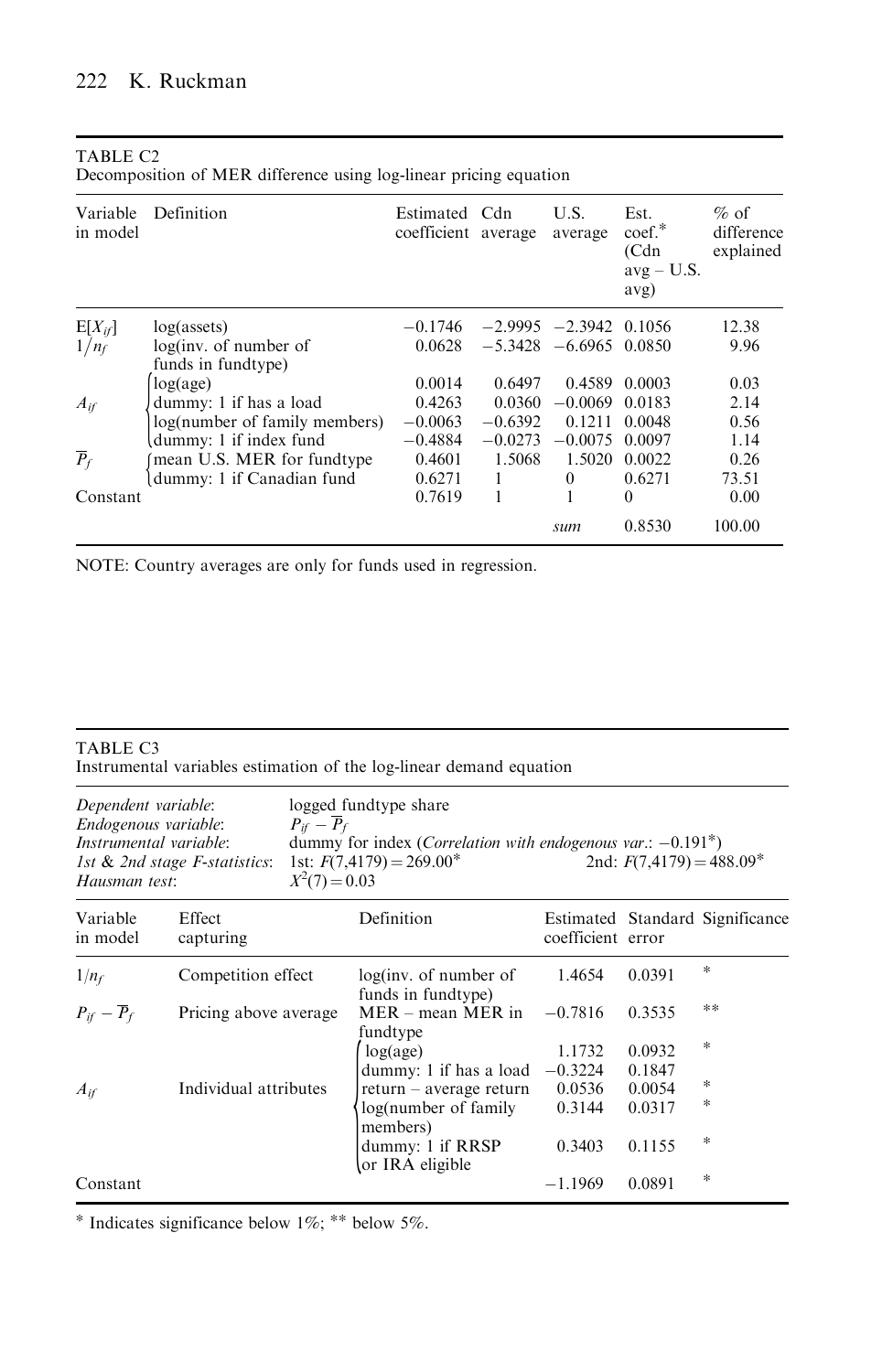TABLE C2
Decomposition of MER difference using log-linear pricing equation

| Variable in model | Definition | Estimated coefficient | Cdn average | U.S. average | Est. coef.* (Cdn avg – U.S. avg) | % of difference explained |
|---|---|---|---|---|---|---|
| $E[X_{if}]$ | log(assets) | −0.1746 | −2.9995 | −2.3942 | 0.1056 | 12.38 |
| $1/n_f$ | log(inv. of number of funds in fundtype) | 0.0628 | −5.3428 | −6.6965 | 0.0850 | 9.96 |
| $A_{if}$ | log(age) | 0.0014 | 0.6497 | 0.4589 | 0.0003 | 0.03 |
| | dummy: 1 if has a load | 0.4263 | 0.0360 | −0.0069 | 0.0183 | 2.14 |
| | log(number of family members) | −0.0063 | −0.6392 | 0.1211 | 0.0048 | 0.56 |
| | dummy: 1 if index fund | −0.4884 | −0.0273 | −0.0075 | 0.0097 | 1.14 |
| $\overline{P}_f$ | mean U.S. MER for fundtype | 0.4601 | 1.5068 | 1.5020 | 0.0022 | 0.26 |
| | dummy: 1 if Canadian fund | 0.6271 | 1 | 0 | 0.6271 | 73.51 |
| Constant | | 0.7619 | 1 | 1 | 0 | 0.00 |
| | | | | *sum* | 0.8530 | 100.00 |

NOTE: Country averages are only for funds used in regression.

TABLE C3
Instrumental variables estimation of the log-linear demand equation

*Dependent variable*: logged fundtype share
*Endogenous variable*: $P_{if} - \overline{P}_f$
*Instrumental variable*: dummy for index (*Correlation with endogenous var.*: −0.191*)
*1st & 2nd stage F-statistics*: 1st: $F(7,4179) = 269.00$* 2nd: $F(7,4179) = 488.09$*
*Hausman test*: $X^2(7) = 0.03$

| Variable in model | Effect capturing | Definition | Estimated coefficient | Standard error | Significance |
|---|---|---|---|---|---|
| $1/n_f$ | Competition effect | log(inv. of number of funds in fundtype) | 1.4654 | 0.0391 | * |
| $P_{if} - \overline{P}_f$ | Pricing above average | MER – mean MER in fundtype | −0.7816 | 0.3535 | ** |
| $A_{if}$ | Individual attributes | log(age) | 1.1732 | 0.0932 | * |
| | | dummy: 1 if has a load | −0.3224 | 0.1847 | |
| | | return – average return | 0.0536 | 0.0054 | * |
| | | log(number of family members) | 0.3144 | 0.0317 | * |
| | | dummy: 1 if RRSP or IRA eligible | 0.3403 | 0.1155 | * |
| Constant | | | −1.1969 | 0.0891 | * |

* Indicates significance below 1%; ** below 5%.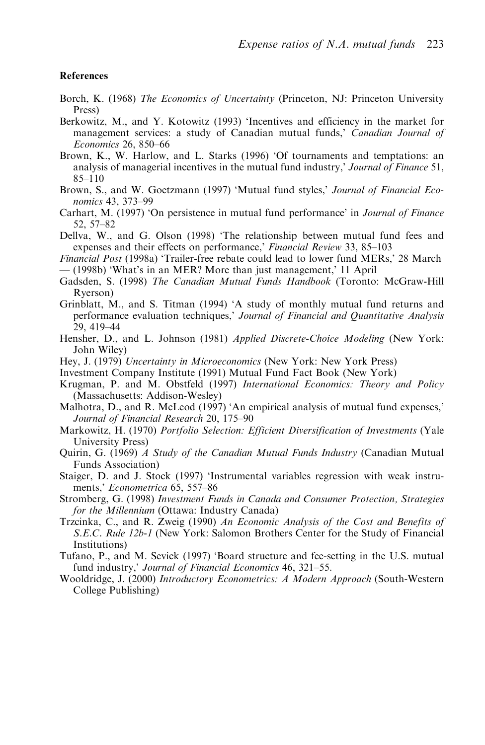**References**

Borch, K. (1968) *The Economics of Uncertainty* (Princeton, NJ: Princeton University Press)

Berkowitz, M., and Y. Kotowitz (1993) 'Incentives and efficiency in the market for management services: a study of Canadian mutual funds,' *Canadian Journal of Economics* 26, 850–66

Brown, K., W. Harlow, and L. Starks (1996) 'Of tournaments and temptations: an analysis of managerial incentives in the mutual fund industry,' *Journal of Finance* 51, 85–110

Brown, S., and W. Goetzmann (1997) 'Mutual fund styles,' *Journal of Financial Economics* 43, 373–99

Carhart, M. (1997) 'On persistence in mutual fund performance' in *Journal of Finance* 52, 57–82

Dellva, W., and G. Olson (1998) 'The relationship between mutual fund fees and expenses and their effects on performance,' *Financial Review* 33, 85–103

*Financial Post* (1998a) 'Trailer-free rebate could lead to lower fund MERs,' 28 March

— (1998b) 'What's in an MER? More than just management,' 11 April

Gadsden, S. (1998) *The Canadian Mutual Funds Handbook* (Toronto: McGraw-Hill Ryerson)

Grinblatt, M., and S. Titman (1994) 'A study of monthly mutual fund returns and performance evaluation techniques,' *Journal of Financial and Quantitative Analysis* 29, 419–44

Hensher, D., and L. Johnson (1981) *Applied Discrete-Choice Modeling* (New York: John Wiley)

Hey, J. (1979) *Uncertainty in Microeconomics* (New York: New York Press)

Investment Company Institute (1991) Mutual Fund Fact Book (New York)

Krugman, P. and M. Obstfeld (1997) *International Economics: Theory and Policy* (Massachusetts: Addison-Wesley)

Malhotra, D., and R. McLeod (1997) 'An empirical analysis of mutual fund expenses,' *Journal of Financial Research* 20, 175–90

Markowitz, H. (1970) *Portfolio Selection: Efficient Diversification of Investments* (Yale University Press)

Quirin, G. (1969) *A Study of the Canadian Mutual Funds Industry* (Canadian Mutual Funds Association)

Staiger, D. and J. Stock (1997) 'Instrumental variables regression with weak instruments,' *Econometrica* 65, 557–86

Stromberg, G. (1998) *Investment Funds in Canada and Consumer Protection, Strategies for the Millennium* (Ottawa: Industry Canada)

Trzcinka, C., and R. Zweig (1990) *An Economic Analysis of the Cost and Benefits of S.E.C. Rule 12b-1* (New York: Salomon Brothers Center for the Study of Financial Institutions)

Tufano, P., and M. Sevick (1997) 'Board structure and fee-setting in the U.S. mutual fund industry,' *Journal of Financial Economics* 46, 321–55.

Wooldridge, J. (2000) *Introductory Econometrics: A Modern Approach* (South-Western College Publishing)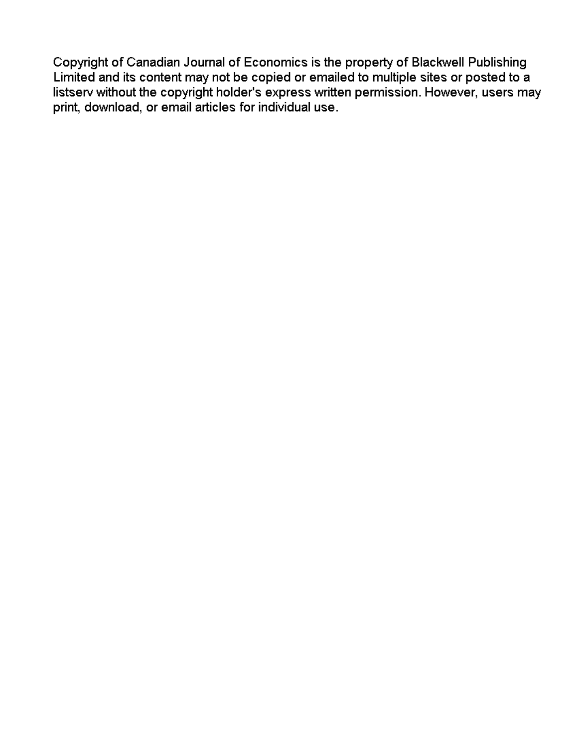Copyright of Canadian Journal of Economics is the property of Blackwell Publishing Limited and its content may not be copied or emailed to multiple sites or posted to a listserv without the copyright holder's express written permission. However, users may print, download, or email articles for individual use.